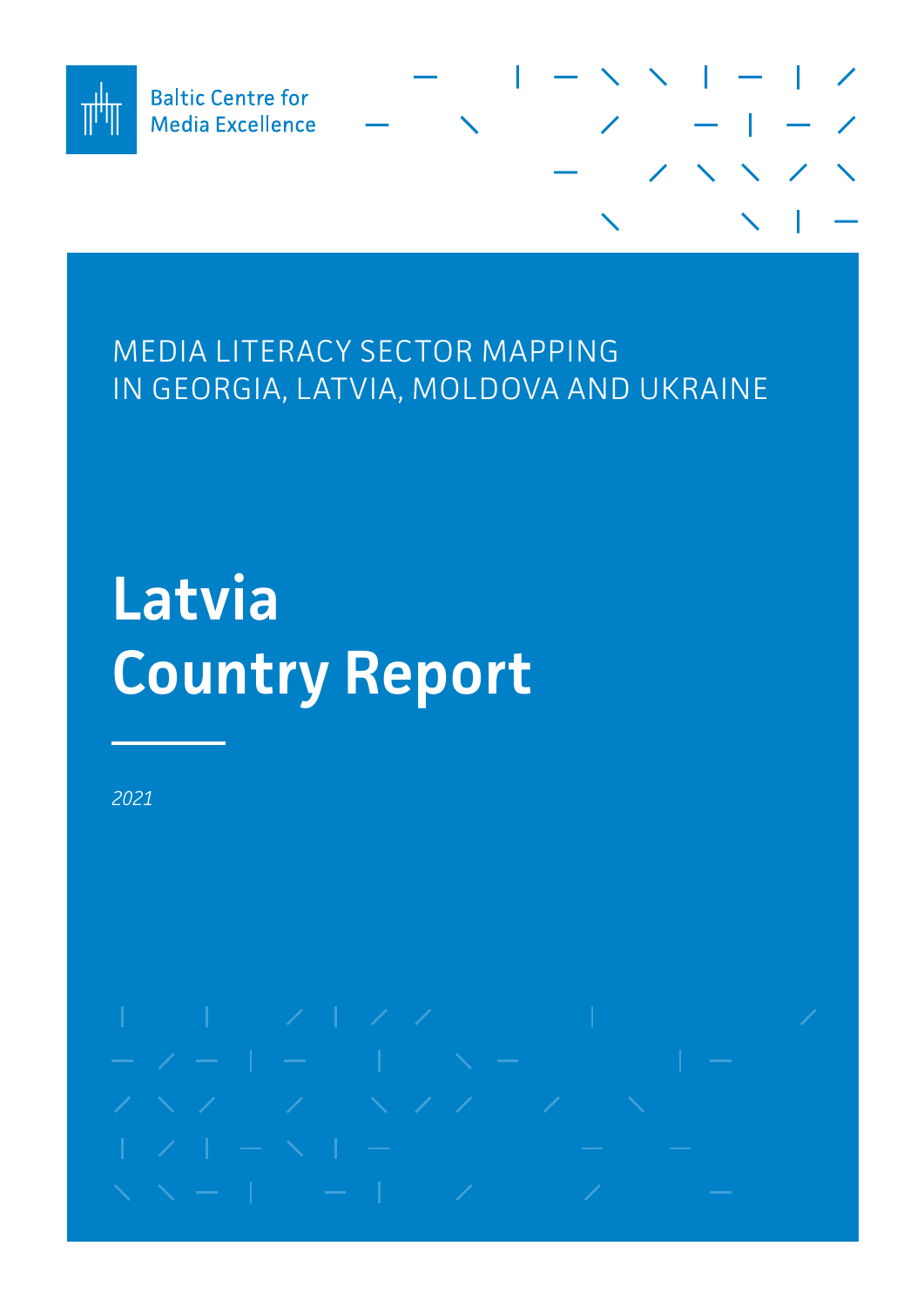Baltic Centre for Media Excellence

MEDIA LITERACY SECTOR MAPPING IN GEORGIA, LATVIA, MOLDOVA AND UKRAINE

# Latvia Country Report

*2021*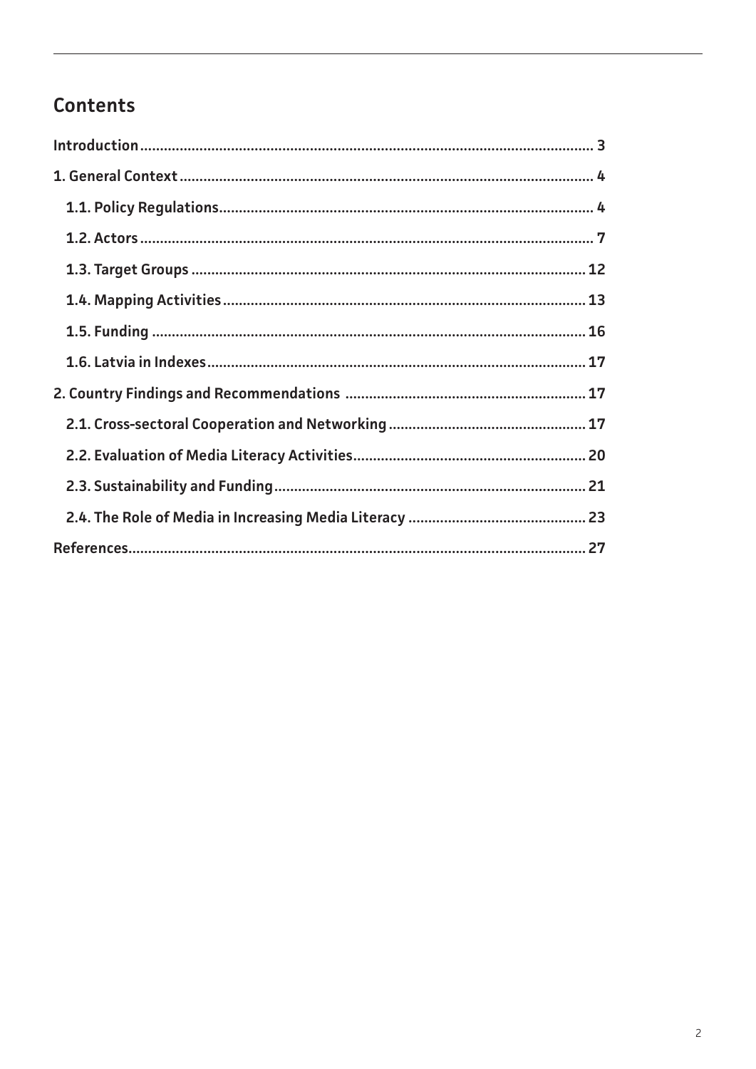## Contents

**Introduction** .................................................................................................................... **3**

**1. General Context** .......................................................................................................... **4**

- **1.1. Policy Regulations** .............................................................................................. **4**
- **1.2. Actors** .................................................................................................................. **7**
- **1.3. Target Groups** .................................................................................................... **12**
- **1.4. Mapping Activities** ............................................................................................ **13**
- **1.5. Funding** ............................................................................................................. **16**
- **1.6. Latvia in Indexes** ............................................................................................... **17**

**2. Country Findings and Recommendations** .............................................................. **17**

- **2.1. Cross-sectoral Cooperation and Networking** .................................................. **17**
- **2.2. Evaluation of Media Literacy Activities** ........................................................... **20**
- **2.3. Sustainability and Funding** ............................................................................... **21**
- **2.4. The Role of Media in Increasing Media Literacy** ............................................. **23**

**References** ...................................................................................................................... **27**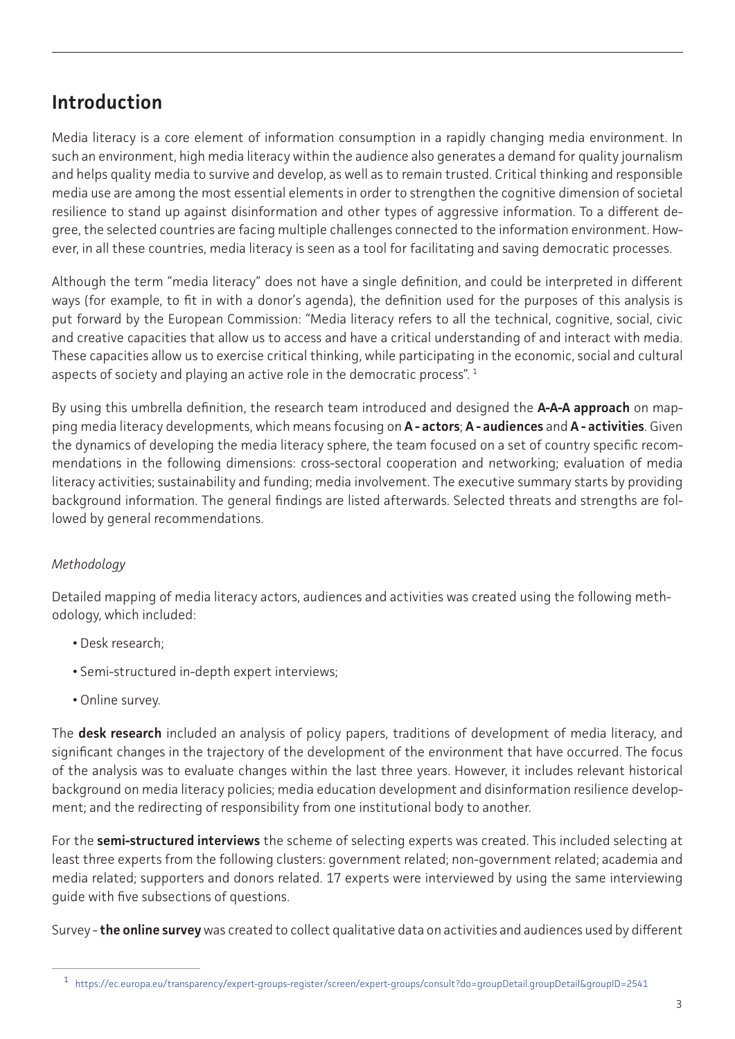## Introduction

Media literacy is a core element of information consumption in a rapidly changing media environment. In such an environment, high media literacy within the audience also generates a demand for quality journalism and helps quality media to survive and develop, as well as to remain trusted. Critical thinking and responsible media use are among the most essential elements in order to strengthen the cognitive dimension of societal resilience to stand up against disinformation and other types of aggressive information. To a different degree, the selected countries are facing multiple challenges connected to the information environment. However, in all these countries, media literacy is seen as a tool for facilitating and saving democratic processes.

Although the term "media literacy" does not have a single definition, and could be interpreted in different ways (for example, to fit in with a donor's agenda), the definition used for the purposes of this analysis is put forward by the European Commission: "Media literacy refers to all the technical, cognitive, social, civic and creative capacities that allow us to access and have a critical understanding of and interact with media. These capacities allow us to exercise critical thinking, while participating in the economic, social and cultural aspects of society and playing an active role in the democratic process". [1]

By using this umbrella definition, the research team introduced and designed the **A-A-A approach** on mapping media literacy developments, which means focusing on **A - actors**; **A - audiences** and **A - activities**. Given the dynamics of developing the media literacy sphere, the team focused on a set of country specific recommendations in the following dimensions: cross-sectoral cooperation and networking; evaluation of media literacy activities; sustainability and funding; media involvement. The executive summary starts by providing background information. The general findings are listed afterwards. Selected threats and strengths are followed by general recommendations.

*Methodology*

Detailed mapping of media literacy actors, audiences and activities was created using the following methodology, which included:

- Desk research;
- Semi-structured in-depth expert interviews;
- Online survey.

The **desk research** included an analysis of policy papers, traditions of development of media literacy, and significant changes in the trajectory of the development of the environment that have occurred. The focus of the analysis was to evaluate changes within the last three years. However, it includes relevant historical background on media literacy policies; media education development and disinformation resilience development; and the redirecting of responsibility from one institutional body to another.

For the **semi-structured interviews** the scheme of selecting experts was created. This included selecting at least three experts from the following clusters: government related; non-government related; academia and media related; supporters and donors related. 17 experts were interviewed by using the same interviewing guide with five subsections of questions.

Survey - **the online survey** was created to collect qualitative data on activities and audiences used by different

[1] https://ec.europa.eu/transparency/expert-groups-register/screen/expert-groups/consult?do=groupDetail.groupDetail&groupID=2541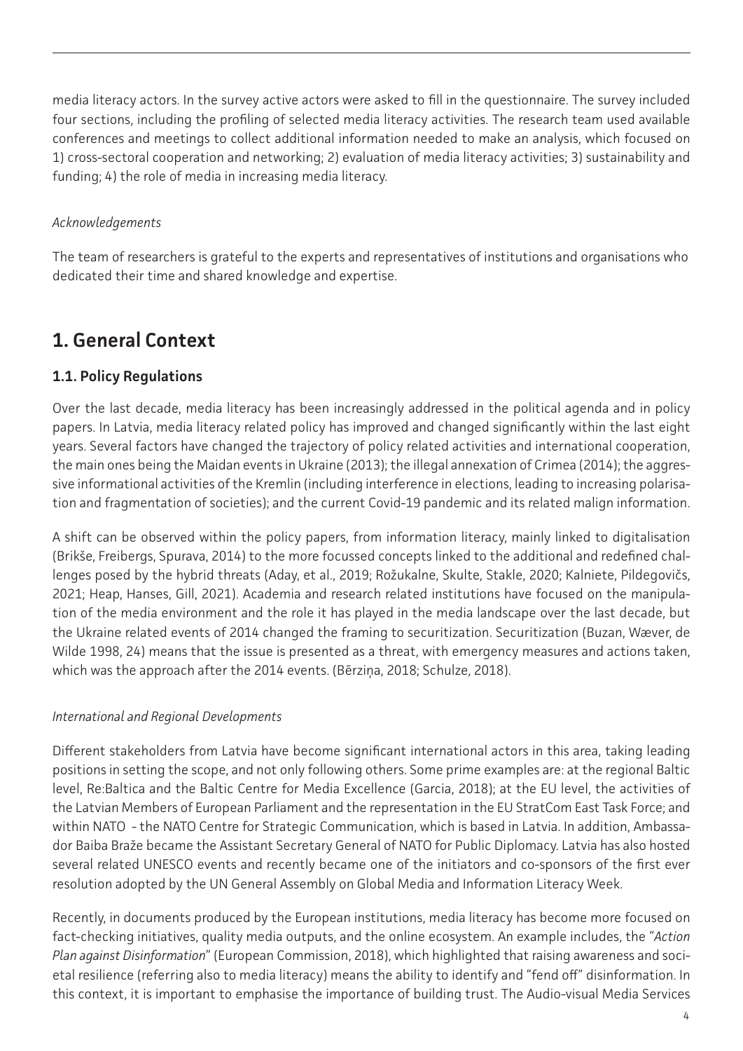media literacy actors. In the survey active actors were asked to fill in the questionnaire. The survey included four sections, including the profiling of selected media literacy activities. The research team used available conferences and meetings to collect additional information needed to make an analysis, which focused on 1) cross-sectoral cooperation and networking; 2) evaluation of media literacy activities; 3) sustainability and funding; 4) the role of media in increasing media literacy.

*Acknowledgements*

The team of researchers is grateful to the experts and representatives of institutions and organisations who dedicated their time and shared knowledge and expertise.

# 1. General Context

## 1.1. Policy Regulations

Over the last decade, media literacy has been increasingly addressed in the political agenda and in policy papers. In Latvia, media literacy related policy has improved and changed significantly within the last eight years. Several factors have changed the trajectory of policy related activities and international cooperation, the main ones being the Maidan events in Ukraine (2013); the illegal annexation of Crimea (2014); the aggressive informational activities of the Kremlin (including interference in elections, leading to increasing polarisation and fragmentation of societies); and the current Covid-19 pandemic and its related malign information.

A shift can be observed within the policy papers, from information literacy, mainly linked to digitalisation (Brikše, Freibergs, Spurava, 2014) to the more focussed concepts linked to the additional and redefined challenges posed by the hybrid threats (Aday, et al., 2019; Rožukalne, Skulte, Stakle, 2020; Kalniete, Pildegovičs, 2021; Heap, Hanses, Gill, 2021). Academia and research related institutions have focused on the manipulation of the media environment and the role it has played in the media landscape over the last decade, but the Ukraine related events of 2014 changed the framing to securitization. Securitization (Buzan, Wæver, de Wilde 1998, 24) means that the issue is presented as a threat, with emergency measures and actions taken, which was the approach after the 2014 events. (Bērziņa, 2018; Schulze, 2018).

*International and Regional Developments*

Different stakeholders from Latvia have become significant international actors in this area, taking leading positions in setting the scope, and not only following others. Some prime examples are: at the regional Baltic level, Re:Baltica and the Baltic Centre for Media Excellence (Garcia, 2018); at the EU level, the activities of the Latvian Members of European Parliament and the representation in the EU StratCom East Task Force; and within NATO - the NATO Centre for Strategic Communication, which is based in Latvia. In addition, Ambassador Baiba Braže became the Assistant Secretary General of NATO for Public Diplomacy. Latvia has also hosted several related UNESCO events and recently became one of the initiators and co-sponsors of the first ever resolution adopted by the UN General Assembly on Global Media and Information Literacy Week.

Recently, in documents produced by the European institutions, media literacy has become more focused on fact-checking initiatives, quality media outputs, and the online ecosystem. An example includes, the "*Action Plan against Disinformation*" (European Commission, 2018), which highlighted that raising awareness and societal resilience (referring also to media literacy) means the ability to identify and "fend off" disinformation. In this context, it is important to emphasise the importance of building trust. The Audio-visual Media Services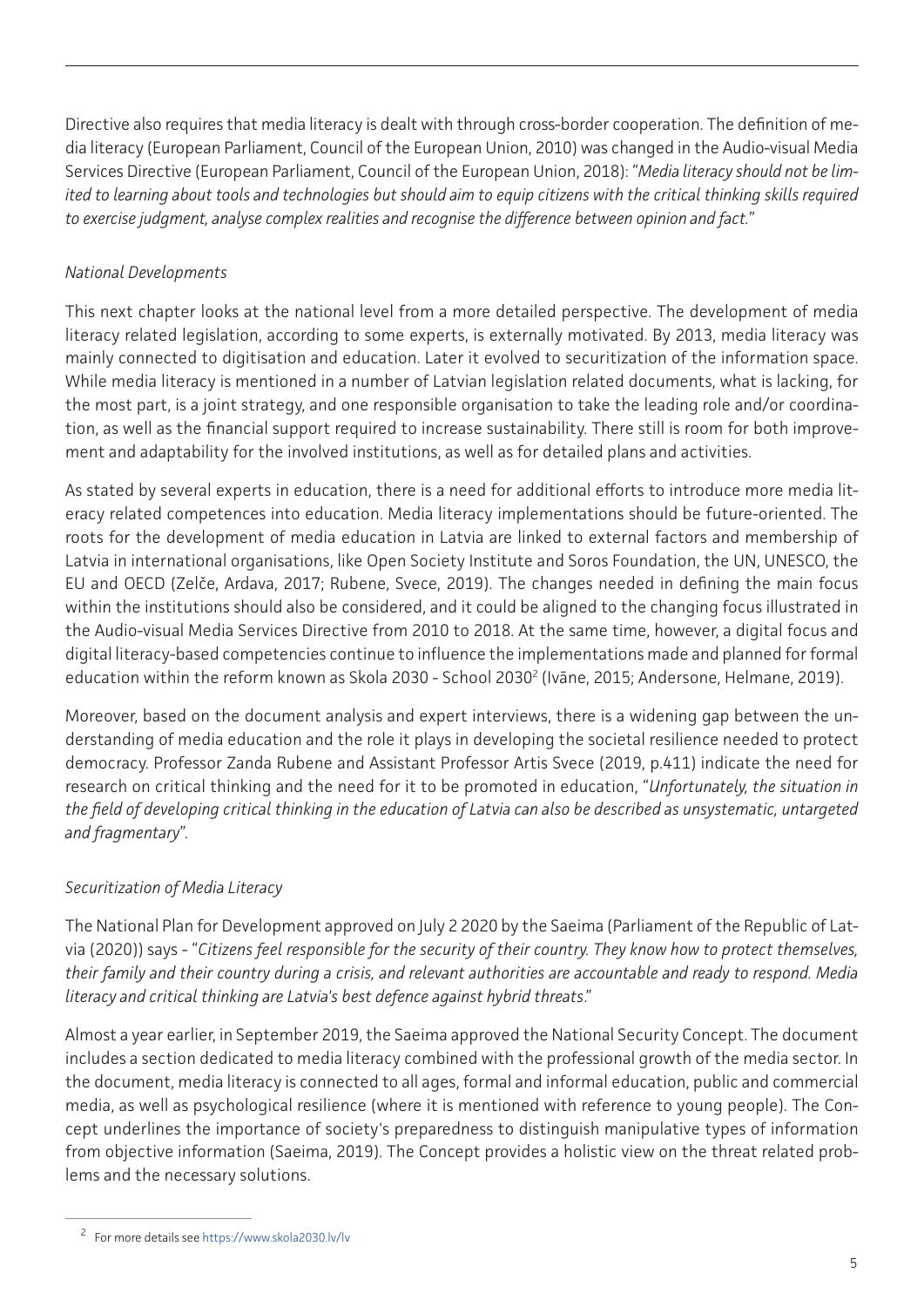Directive also requires that media literacy is dealt with through cross-border cooperation. The definition of media literacy (European Parliament, Council of the European Union, 2010) was changed in the Audio-visual Media Services Directive (European Parliament, Council of the European Union, 2018): "*Media literacy should not be limited to learning about tools and technologies but should aim to equip citizens with the critical thinking skills required to exercise judgment, analyse complex realities and recognise the difference between opinion and fact.*"

*National Developments*

This next chapter looks at the national level from a more detailed perspective. The development of media literacy related legislation, according to some experts, is externally motivated. By 2013, media literacy was mainly connected to digitisation and education. Later it evolved to securitization of the information space. While media literacy is mentioned in a number of Latvian legislation related documents, what is lacking, for the most part, is a joint strategy, and one responsible organisation to take the leading role and/or coordination, as well as the financial support required to increase sustainability. There still is room for both improvement and adaptability for the involved institutions, as well as for detailed plans and activities.

As stated by several experts in education, there is a need for additional efforts to introduce more media literacy related competences into education. Media literacy implementations should be future-oriented. The roots for the development of media education in Latvia are linked to external factors and membership of Latvia in international organisations, like Open Society Institute and Soros Foundation, the UN, UNESCO, the EU and OECD (Zelče, Ardava, 2017; Rubene, Svece, 2019). The changes needed in defining the main focus within the institutions should also be considered, and it could be aligned to the changing focus illustrated in the Audio-visual Media Services Directive from 2010 to 2018. At the same time, however, a digital focus and digital literacy-based competencies continue to influence the implementations made and planned for formal education within the reform known as Skola 2030 - School 2030[2] (Ivāne, 2015; Andersone, Helmane, 2019).

Moreover, based on the document analysis and expert interviews, there is a widening gap between the understanding of media education and the role it plays in developing the societal resilience needed to protect democracy. Professor Zanda Rubene and Assistant Professor Artis Svece (2019, p.411) indicate the need for research on critical thinking and the need for it to be promoted in education, "*Unfortunately, the situation in the field of developing critical thinking in the education of Latvia can also be described as unsystematic, untargeted and fragmentary*".

*Securitization of Media Literacy*

The National Plan for Development approved on July 2 2020 by the Saeima (Parliament of the Republic of Latvia (2020)) says - "*Citizens feel responsible for the security of their country. They know how to protect themselves, their family and their country during a crisis, and relevant authorities are accountable and ready to respond. Media literacy and critical thinking are Latvia's best defence against hybrid threats*."

Almost a year earlier, in September 2019, the Saeima approved the National Security Concept. The document includes a section dedicated to media literacy combined with the professional growth of the media sector. In the document, media literacy is connected to all ages, formal and informal education, public and commercial media, as well as psychological resilience (where it is mentioned with reference to young people). The Concept underlines the importance of society's preparedness to distinguish manipulative types of information from objective information (Saeima, 2019). The Concept provides a holistic view on the threat related problems and the necessary solutions.

---

[2] For more details see https://www.skola2030.lv/lv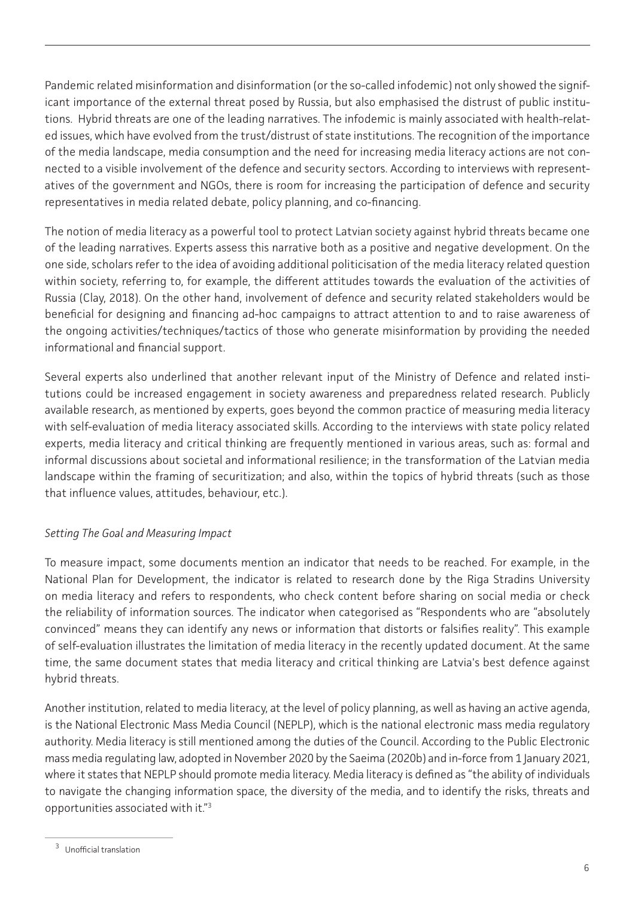Pandemic related misinformation and disinformation (or the so-called infodemic) not only showed the significant importance of the external threat posed by Russia, but also emphasised the distrust of public institutions. Hybrid threats are one of the leading narratives. The infodemic is mainly associated with health-related issues, which have evolved from the trust/distrust of state institutions. The recognition of the importance of the media landscape, media consumption and the need for increasing media literacy actions are not connected to a visible involvement of the defence and security sectors. According to interviews with representatives of the government and NGOs, there is room for increasing the participation of defence and security representatives in media related debate, policy planning, and co-financing.

The notion of media literacy as a powerful tool to protect Latvian society against hybrid threats became one of the leading narratives. Experts assess this narrative both as a positive and negative development. On the one side, scholars refer to the idea of avoiding additional politicisation of the media literacy related question within society, referring to, for example, the different attitudes towards the evaluation of the activities of Russia (Clay, 2018). On the other hand, involvement of defence and security related stakeholders would be beneficial for designing and financing ad-hoc campaigns to attract attention to and to raise awareness of the ongoing activities/techniques/tactics of those who generate misinformation by providing the needed informational and financial support.

Several experts also underlined that another relevant input of the Ministry of Defence and related institutions could be increased engagement in society awareness and preparedness related research. Publicly available research, as mentioned by experts, goes beyond the common practice of measuring media literacy with self-evaluation of media literacy associated skills. According to the interviews with state policy related experts, media literacy and critical thinking are frequently mentioned in various areas, such as: formal and informal discussions about societal and informational resilience; in the transformation of the Latvian media landscape within the framing of securitization; and also, within the topics of hybrid threats (such as those that influence values, attitudes, behaviour, etc.).

*Setting The Goal and Measuring Impact*

To measure impact, some documents mention an indicator that needs to be reached. For example, in the National Plan for Development, the indicator is related to research done by the Riga Stradins University on media literacy and refers to respondents, who check content before sharing on social media or check the reliability of information sources. The indicator when categorised as "Respondents who are "absolutely convinced" means they can identify any news or information that distorts or falsifies reality". This example of self-evaluation illustrates the limitation of media literacy in the recently updated document. At the same time, the same document states that media literacy and critical thinking are Latvia's best defence against hybrid threats.

Another institution, related to media literacy, at the level of policy planning, as well as having an active agenda, is the National Electronic Mass Media Council (NEPLP), which is the national electronic mass media regulatory authority. Media literacy is still mentioned among the duties of the Council. According to the Public Electronic mass media regulating law, adopted in November 2020 by the Saeima (2020b) and in-force from 1 January 2021, where it states that NEPLP should promote media literacy. Media literacy is defined as "the ability of individuals to navigate the changing information space, the diversity of the media, and to identify the risks, threats and opportunities associated with it."[3]

[3] Unofficial translation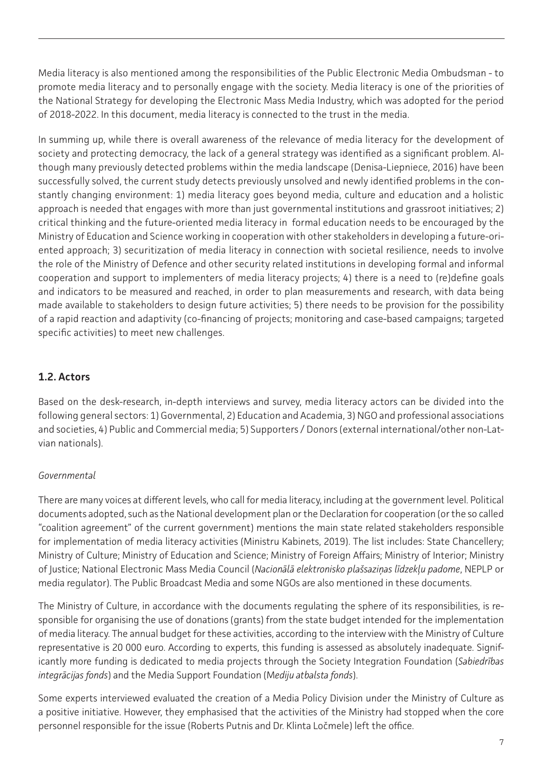Media literacy is also mentioned among the responsibilities of the Public Electronic Media Ombudsman - to promote media literacy and to personally engage with the society. Media literacy is one of the priorities of the National Strategy for developing the Electronic Mass Media Industry, which was adopted for the period of 2018-2022. In this document, media literacy is connected to the trust in the media.

In summing up, while there is overall awareness of the relevance of media literacy for the development of society and protecting democracy, the lack of a general strategy was identified as a significant problem. Although many previously detected problems within the media landscape (Denisa-Liepniece, 2016) have been successfully solved, the current study detects previously unsolved and newly identified problems in the constantly changing environment: 1) media literacy goes beyond media, culture and education and a holistic approach is needed that engages with more than just governmental institutions and grassroot initiatives; 2) critical thinking and the future-oriented media literacy in formal education needs to be encouraged by the Ministry of Education and Science working in cooperation with other stakeholders in developing a future-oriented approach; 3) securitization of media literacy in connection with societal resilience, needs to involve the role of the Ministry of Defence and other security related institutions in developing formal and informal cooperation and support to implementers of media literacy projects; 4) there is a need to (re)define goals and indicators to be measured and reached, in order to plan measurements and research, with data being made available to stakeholders to design future activities; 5) there needs to be provision for the possibility of a rapid reaction and adaptivity (co-financing of projects; monitoring and case-based campaigns; targeted specific activities) to meet new challenges.

## 1.2. Actors

Based on the desk-research, in-depth interviews and survey, media literacy actors can be divided into the following general sectors: 1) Governmental, 2) Education and Academia, 3) NGO and professional associations and societies, 4) Public and Commercial media; 5) Supporters / Donors (external international/other non-Latvian nationals).

*Governmental*

There are many voices at different levels, who call for media literacy, including at the government level. Political documents adopted, such as the National development plan or the Declaration for cooperation (or the so called "coalition agreement" of the current government) mentions the main state related stakeholders responsible for implementation of media literacy activities (Ministru Kabinets, 2019). The list includes: State Chancellery; Ministry of Culture; Ministry of Education and Science; Ministry of Foreign Affairs; Ministry of Interior; Ministry of Justice; National Electronic Mass Media Council (*Nacionālā elektronisko plašsaziņas līdzekļu padome*, NEPLP or media regulator). The Public Broadcast Media and some NGOs are also mentioned in these documents.

The Ministry of Culture, in accordance with the documents regulating the sphere of its responsibilities, is responsible for organising the use of donations (grants) from the state budget intended for the implementation of media literacy. The annual budget for these activities, according to the interview with the Ministry of Culture representative is 20 000 euro. According to experts, this funding is assessed as absolutely inadequate. Significantly more funding is dedicated to media projects through the Society Integration Foundation (*Sabiedrības integrācijas fonds*) and the Media Support Foundation (*Mediju atbalsta fonds*).

Some experts interviewed evaluated the creation of a Media Policy Division under the Ministry of Culture as a positive initiative. However, they emphasised that the activities of the Ministry had stopped when the core personnel responsible for the issue (Roberts Putnis and Dr. Klinta Ločmele) left the office.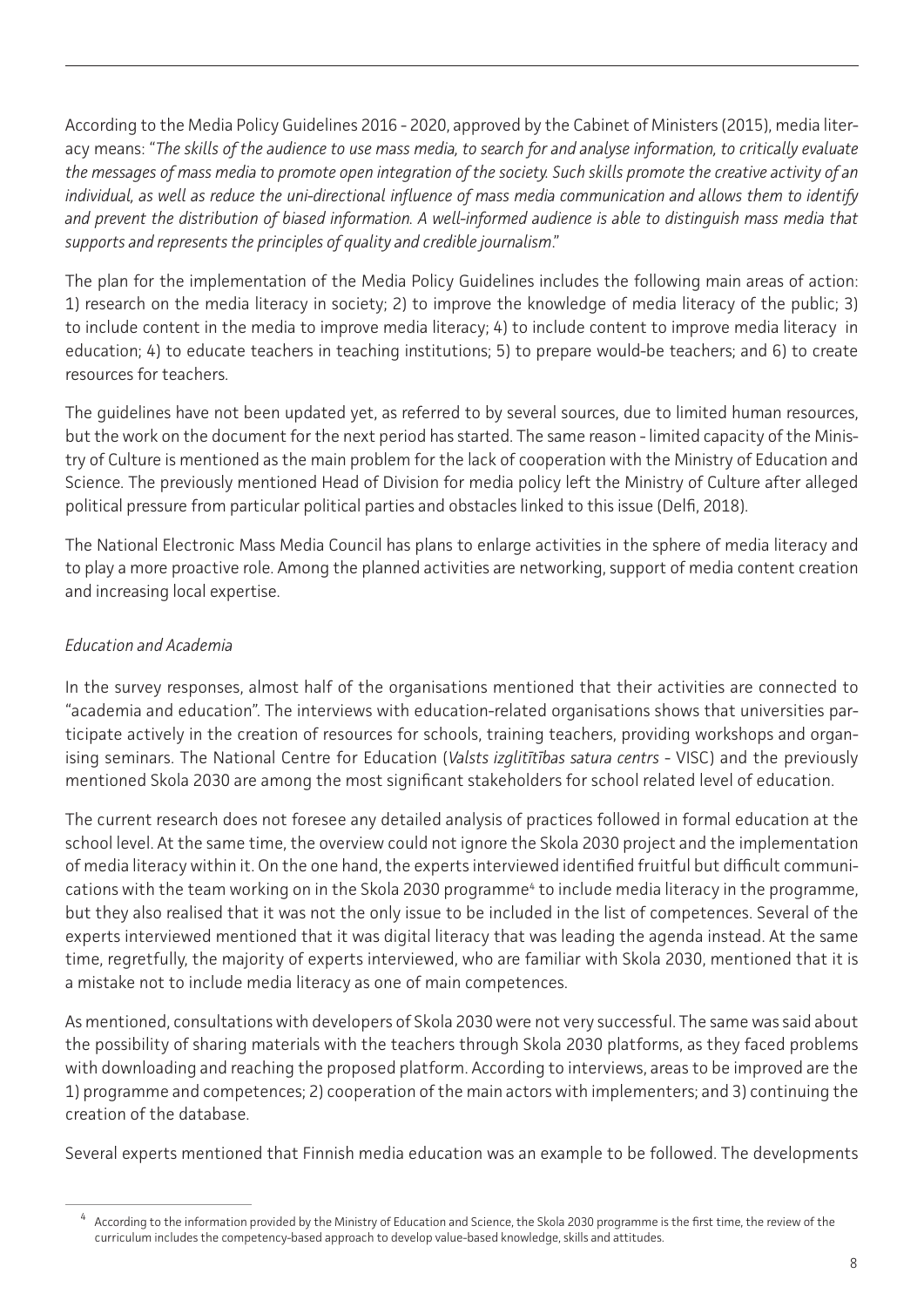According to the Media Policy Guidelines 2016 - 2020, approved by the Cabinet of Ministers (2015), media literacy means: "*The skills of the audience to use mass media, to search for and analyse information, to critically evaluate the messages of mass media to promote open integration of the society. Such skills promote the creative activity of an individual, as well as reduce the uni-directional influence of mass media communication and allows them to identify and prevent the distribution of biased information. A well-informed audience is able to distinguish mass media that supports and represents the principles of quality and credible journalism*."

The plan for the implementation of the Media Policy Guidelines includes the following main areas of action: 1) research on the media literacy in society; 2) to improve the knowledge of media literacy of the public; 3) to include content in the media to improve media literacy; 4) to include content to improve media literacy in education; 4) to educate teachers in teaching institutions; 5) to prepare would-be teachers; and 6) to create resources for teachers.

The guidelines have not been updated yet, as referred to by several sources, due to limited human resources, but the work on the document for the next period has started. The same reason - limited capacity of the Ministry of Culture is mentioned as the main problem for the lack of cooperation with the Ministry of Education and Science. The previously mentioned Head of Division for media policy left the Ministry of Culture after alleged political pressure from particular political parties and obstacles linked to this issue (Delfi, 2018).

The National Electronic Mass Media Council has plans to enlarge activities in the sphere of media literacy and to play a more proactive role. Among the planned activities are networking, support of media content creation and increasing local expertise.

*Education and Academia*

In the survey responses, almost half of the organisations mentioned that their activities are connected to "academia and education". The interviews with education-related organisations shows that universities participate actively in the creation of resources for schools, training teachers, providing workshops and organising seminars. The National Centre for Education (*Valsts izglītības satura centrs* - VISC) and the previously mentioned Skola 2030 are among the most significant stakeholders for school related level of education.

The current research does not foresee any detailed analysis of practices followed in formal education at the school level. At the same time, the overview could not ignore the Skola 2030 project and the implementation of media literacy within it. On the one hand, the experts interviewed identified fruitful but difficult communications with the team working on in the Skola 2030 programme[4] to include media literacy in the programme, but they also realised that it was not the only issue to be included in the list of competences. Several of the experts interviewed mentioned that it was digital literacy that was leading the agenda instead. At the same time, regretfully, the majority of experts interviewed, who are familiar with Skola 2030, mentioned that it is a mistake not to include media literacy as one of main competences.

As mentioned, consultations with developers of Skola 2030 were not very successful. The same was said about the possibility of sharing materials with the teachers through Skola 2030 platforms, as they faced problems with downloading and reaching the proposed platform. According to interviews, areas to be improved are the 1) programme and competences; 2) cooperation of the main actors with implementers; and 3) continuing the creation of the database.

Several experts mentioned that Finnish media education was an example to be followed. The developments

[4] According to the information provided by the Ministry of Education and Science, the Skola 2030 programme is the first time, the review of the curriculum includes the competency-based approach to develop value-based knowledge, skills and attitudes.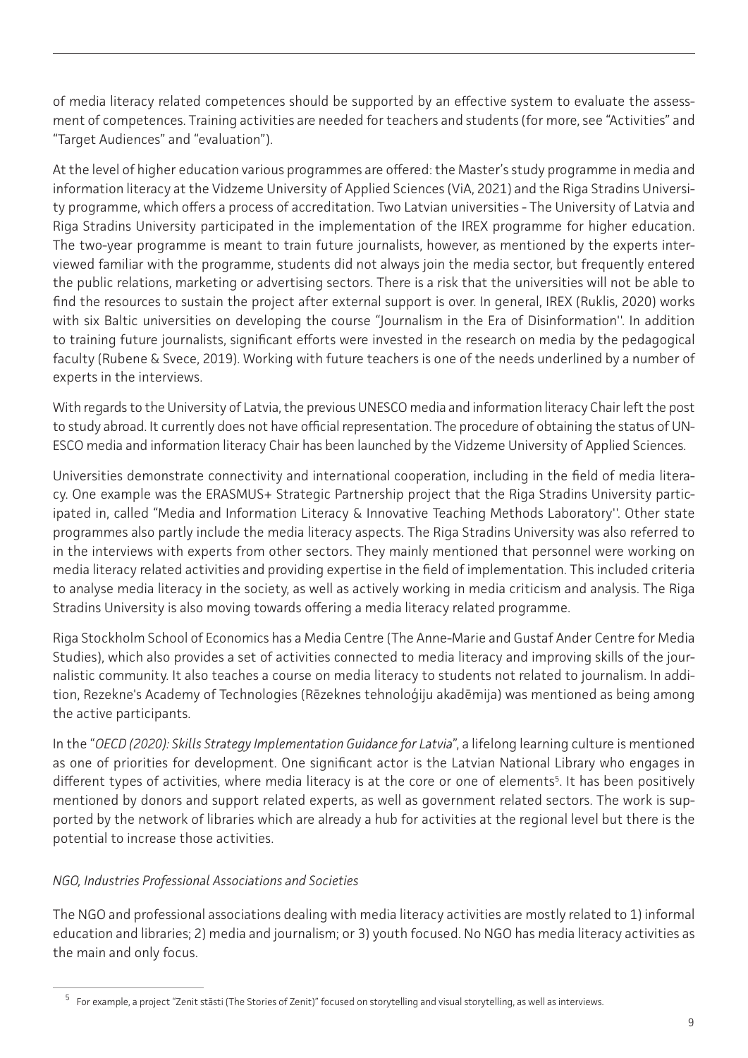of media literacy related competences should be supported by an effective system to evaluate the assessment of competences. Training activities are needed for teachers and students (for more, see "Activities" and "Target Audiences" and "evaluation").

At the level of higher education various programmes are offered: the Master's study programme in media and information literacy at the Vidzeme University of Applied Sciences (ViA, 2021) and the Riga Stradins University programme, which offers a process of accreditation. Two Latvian universities - The University of Latvia and Riga Stradins University participated in the implementation of the IREX programme for higher education. The two-year programme is meant to train future journalists, however, as mentioned by the experts interviewed familiar with the programme, students did not always join the media sector, but frequently entered the public relations, marketing or advertising sectors. There is a risk that the universities will not be able to find the resources to sustain the project after external support is over. In general, IREX (Ruklis, 2020) works with six Baltic universities on developing the course "Journalism in the Era of Disinformation''. In addition to training future journalists, significant efforts were invested in the research on media by the pedagogical faculty (Rubene & Svece, 2019). Working with future teachers is one of the needs underlined by a number of experts in the interviews.

With regards to the University of Latvia, the previous UNESCO media and information literacy Chair left the post to study abroad. It currently does not have official representation. The procedure of obtaining the status of UNESCO media and information literacy Chair has been launched by the Vidzeme University of Applied Sciences.

Universities demonstrate connectivity and international cooperation, including in the field of media literacy. One example was the ERASMUS+ Strategic Partnership project that the Riga Stradins University participated in, called "Media and Information Literacy & Innovative Teaching Methods Laboratory''. Other state programmes also partly include the media literacy aspects. The Riga Stradins University was also referred to in the interviews with experts from other sectors. They mainly mentioned that personnel were working on media literacy related activities and providing expertise in the field of implementation. This included criteria to analyse media literacy in the society, as well as actively working in media criticism and analysis. The Riga Stradins University is also moving towards offering a media literacy related programme.

Riga Stockholm School of Economics has a Media Centre (The Anne-Marie and Gustaf Ander Centre for Media Studies), which also provides a set of activities connected to media literacy and improving skills of the journalistic community. It also teaches a course on media literacy to students not related to journalism. In addition, Rezekne's Academy of Technologies (Rēzeknes tehnoloģiju akadēmija) was mentioned as being among the active participants.

In the "*OECD (2020): Skills Strategy Implementation Guidance for Latvia*", a lifelong learning culture is mentioned as one of priorities for development. One significant actor is the Latvian National Library who engages in different types of activities, where media literacy is at the core or one of elements[5]. It has been positively mentioned by donors and support related experts, as well as government related sectors. The work is supported by the network of libraries which are already a hub for activities at the regional level but there is the potential to increase those activities.

*NGO, Industries Professional Associations and Societies*

The NGO and professional associations dealing with media literacy activities are mostly related to 1) informal education and libraries; 2) media and journalism; or 3) youth focused. No NGO has media literacy activities as the main and only focus.

[5] For example, a project "Zenit stāsti (The Stories of Zenit)" focused on storytelling and visual storytelling, as well as interviews.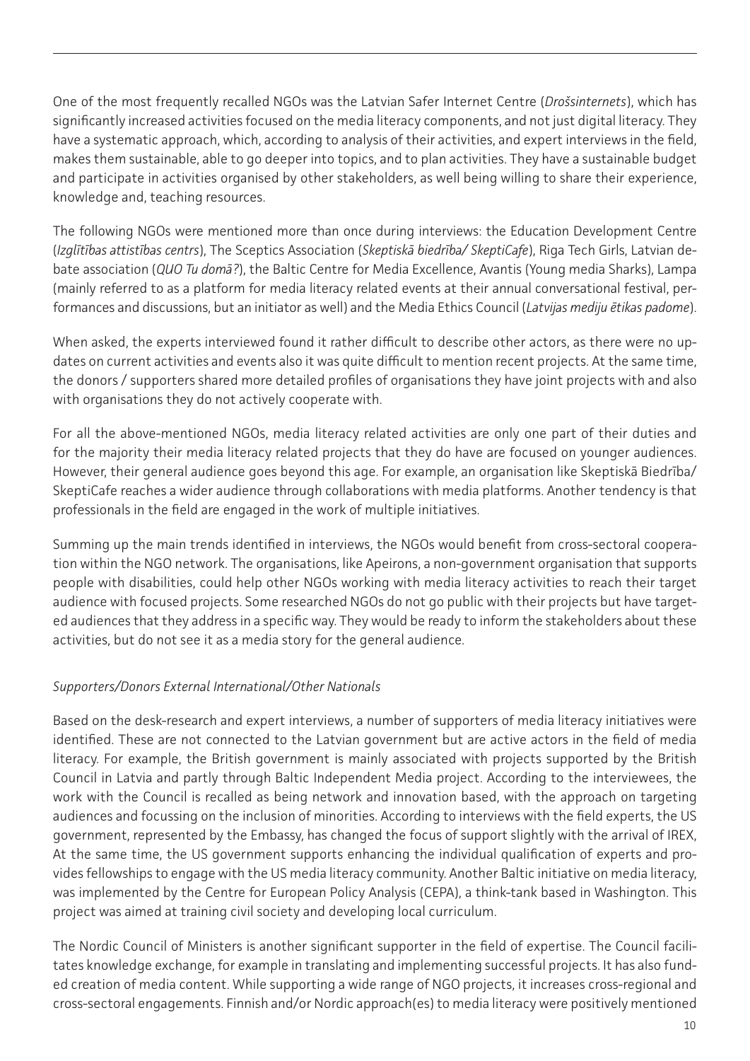One of the most frequently recalled NGOs was the Latvian Safer Internet Centre (*Drošsinternets*), which has significantly increased activities focused on the media literacy components, and not just digital literacy. They have a systematic approach, which, according to analysis of their activities, and expert interviews in the field, makes them sustainable, able to go deeper into topics, and to plan activities. They have a sustainable budget and participate in activities organised by other stakeholders, as well being willing to share their experience, knowledge and, teaching resources.

The following NGOs were mentioned more than once during interviews: the Education Development Centre (*Izglītības attistības centrs*), The Sceptics Association (*Skeptiskā biedrība/ SkeptiCafe*), Riga Tech Girls, Latvian debate association (*QUO Tu domā?*), the Baltic Centre for Media Excellence, Avantis (Young media Sharks), Lampa (mainly referred to as a platform for media literacy related events at their annual conversational festival, performances and discussions, but an initiator as well) and the Media Ethics Council (*Latvijas mediju ētikas padome*).

When asked, the experts interviewed found it rather difficult to describe other actors, as there were no updates on current activities and events also it was quite difficult to mention recent projects. At the same time, the donors / supporters shared more detailed profiles of organisations they have joint projects with and also with organisations they do not actively cooperate with.

For all the above-mentioned NGOs, media literacy related activities are only one part of their duties and for the majority their media literacy related projects that they do have are focused on younger audiences. However, their general audience goes beyond this age. For example, an organisation like Skeptiskā Biedrība/ SkeptiCafe reaches a wider audience through collaborations with media platforms. Another tendency is that professionals in the field are engaged in the work of multiple initiatives.

Summing up the main trends identified in interviews, the NGOs would benefit from cross-sectoral cooperation within the NGO network. The organisations, like Apeirons, a non-government organisation that supports people with disabilities, could help other NGOs working with media literacy activities to reach their target audience with focused projects. Some researched NGOs do not go public with their projects but have targeted audiences that they address in a specific way. They would be ready to inform the stakeholders about these activities, but do not see it as a media story for the general audience.

*Supporters/Donors External International/Other Nationals*

Based on the desk-research and expert interviews, a number of supporters of media literacy initiatives were identified. These are not connected to the Latvian government but are active actors in the field of media literacy. For example, the British government is mainly associated with projects supported by the British Council in Latvia and partly through Baltic Independent Media project. According to the interviewees, the work with the Council is recalled as being network and innovation based, with the approach on targeting audiences and focussing on the inclusion of minorities. According to interviews with the field experts, the US government, represented by the Embassy, has changed the focus of support slightly with the arrival of IREX, At the same time, the US government supports enhancing the individual qualification of experts and provides fellowships to engage with the US media literacy community. Another Baltic initiative on media literacy, was implemented by the Centre for European Policy Analysis (CEPA), a think-tank based in Washington. This project was aimed at training civil society and developing local curriculum.

The Nordic Council of Ministers is another significant supporter in the field of expertise. The Council facilitates knowledge exchange, for example in translating and implementing successful projects. It has also funded creation of media content. While supporting a wide range of NGO projects, it increases cross-regional and cross-sectoral engagements. Finnish and/or Nordic approach(es) to media literacy were positively mentioned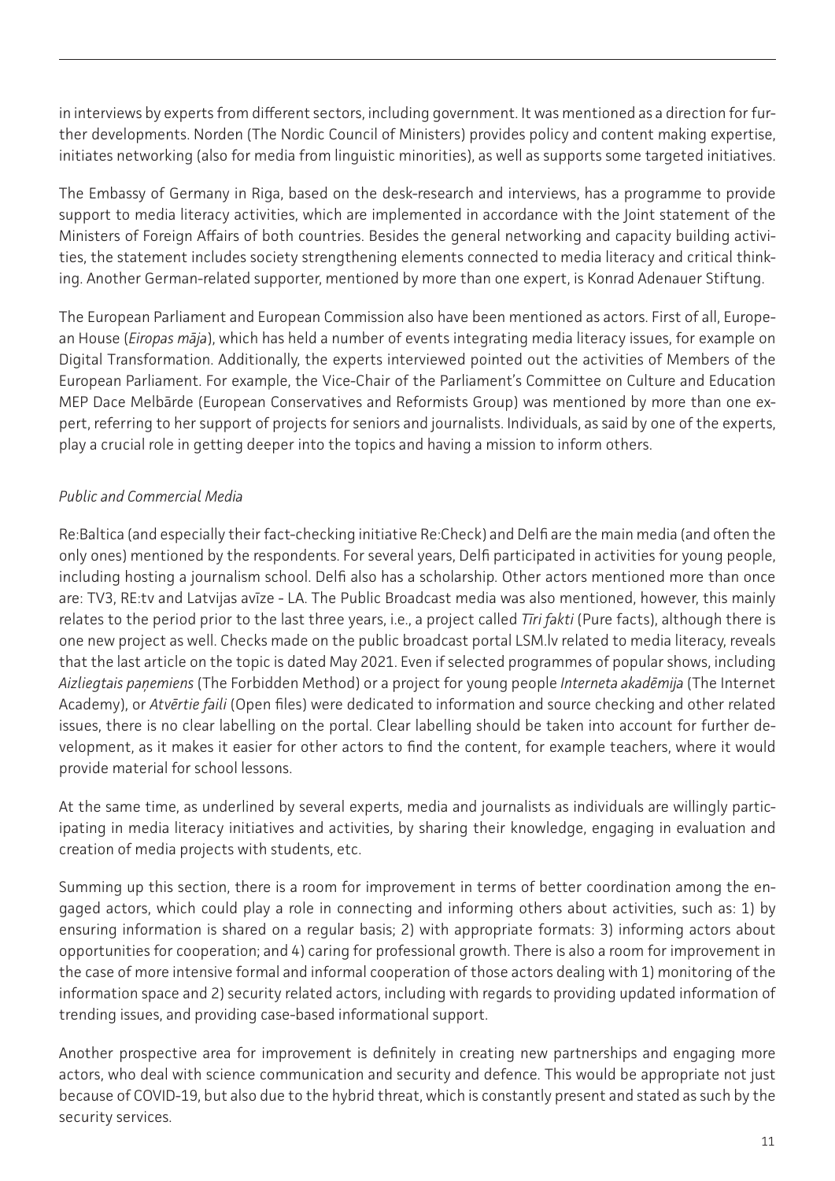in interviews by experts from different sectors, including government. It was mentioned as a direction for further developments. Norden (The Nordic Council of Ministers) provides policy and content making expertise, initiates networking (also for media from linguistic minorities), as well as supports some targeted initiatives.

The Embassy of Germany in Riga, based on the desk-research and interviews, has a programme to provide support to media literacy activities, which are implemented in accordance with the Joint statement of the Ministers of Foreign Affairs of both countries. Besides the general networking and capacity building activities, the statement includes society strengthening elements connected to media literacy and critical thinking. Another German-related supporter, mentioned by more than one expert, is Konrad Adenauer Stiftung.

The European Parliament and European Commission also have been mentioned as actors. First of all, European House (*Eiropas māja*), which has held a number of events integrating media literacy issues, for example on Digital Transformation. Additionally, the experts interviewed pointed out the activities of Members of the European Parliament. For example, the Vice-Chair of the Parliament's Committee on Culture and Education MEP Dace Melbārde (European Conservatives and Reformists Group) was mentioned by more than one expert, referring to her support of projects for seniors and journalists. Individuals, as said by one of the experts, play a crucial role in getting deeper into the topics and having a mission to inform others.

*Public and Commercial Media*

Re:Baltica (and especially their fact-checking initiative Re:Check) and Delfi are the main media (and often the only ones) mentioned by the respondents. For several years, Delfi participated in activities for young people, including hosting a journalism school. Delfi also has a scholarship. Other actors mentioned more than once are: TV3, RE:tv and Latvijas avīze - LA. The Public Broadcast media was also mentioned, however, this mainly relates to the period prior to the last three years, i.e., a project called *Tīri fakti* (Pure facts), although there is one new project as well. Checks made on the public broadcast portal LSM.lv related to media literacy, reveals that the last article on the topic is dated May 2021. Even if selected programmes of popular shows, including *Aizliegtais paņemiens* (The Forbidden Method) or a project for young people *Interneta akadēmija* (The Internet Academy), or *Atvērtie faili* (Open files) were dedicated to information and source checking and other related issues, there is no clear labelling on the portal. Clear labelling should be taken into account for further development, as it makes it easier for other actors to find the content, for example teachers, where it would provide material for school lessons.

At the same time, as underlined by several experts, media and journalists as individuals are willingly participating in media literacy initiatives and activities, by sharing their knowledge, engaging in evaluation and creation of media projects with students, etc.

Summing up this section, there is a room for improvement in terms of better coordination among the engaged actors, which could play a role in connecting and informing others about activities, such as: 1) by ensuring information is shared on a regular basis; 2) with appropriate formats: 3) informing actors about opportunities for cooperation; and 4) caring for professional growth. There is also a room for improvement in the case of more intensive formal and informal cooperation of those actors dealing with 1) monitoring of the information space and 2) security related actors, including with regards to providing updated information of trending issues, and providing case-based informational support.

Another prospective area for improvement is definitely in creating new partnerships and engaging more actors, who deal with science communication and security and defence. This would be appropriate not just because of COVID-19, but also due to the hybrid threat, which is constantly present and stated as such by the security services.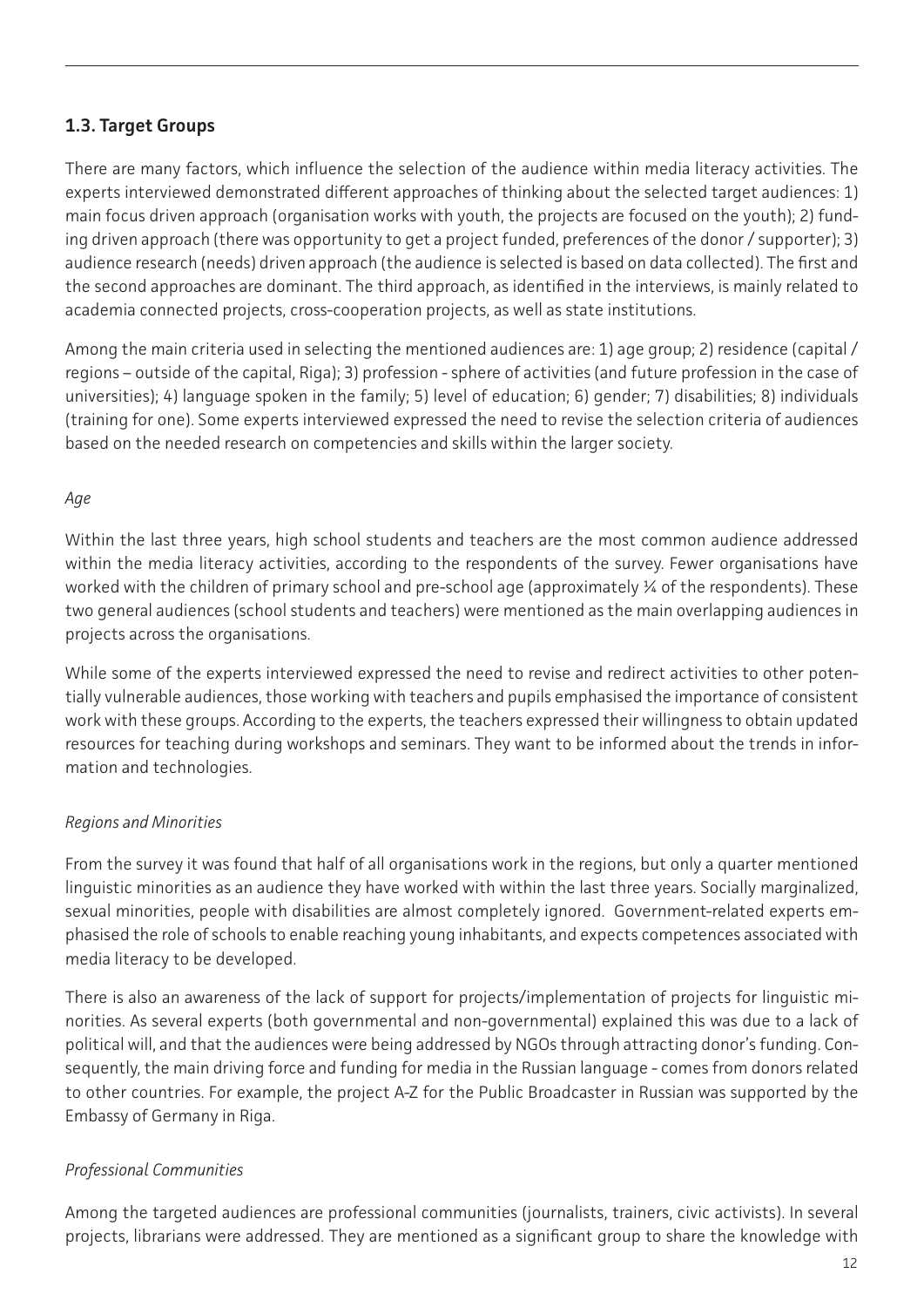## 1.3. Target Groups

There are many factors, which influence the selection of the audience within media literacy activities. The experts interviewed demonstrated different approaches of thinking about the selected target audiences: 1) main focus driven approach (organisation works with youth, the projects are focused on the youth); 2) funding driven approach (there was opportunity to get a project funded, preferences of the donor / supporter); 3) audience research (needs) driven approach (the audience is selected is based on data collected). The first and the second approaches are dominant. The third approach, as identified in the interviews, is mainly related to academia connected projects, cross-cooperation projects, as well as state institutions.

Among the main criteria used in selecting the mentioned audiences are: 1) age group; 2) residence (capital / regions – outside of the capital, Riga); 3) profession - sphere of activities (and future profession in the case of universities); 4) language spoken in the family; 5) level of education; 6) gender; 7) disabilities; 8) individuals (training for one). Some experts interviewed expressed the need to revise the selection criteria of audiences based on the needed research on competencies and skills within the larger society.

*Age*

Within the last three years, high school students and teachers are the most common audience addressed within the media literacy activities, according to the respondents of the survey. Fewer organisations have worked with the children of primary school and pre-school age (approximately ¼ of the respondents). These two general audiences (school students and teachers) were mentioned as the main overlapping audiences in projects across the organisations.

While some of the experts interviewed expressed the need to revise and redirect activities to other potentially vulnerable audiences, those working with teachers and pupils emphasised the importance of consistent work with these groups. According to the experts, the teachers expressed their willingness to obtain updated resources for teaching during workshops and seminars. They want to be informed about the trends in information and technologies.

*Regions and Minorities*

From the survey it was found that half of all organisations work in the regions, but only a quarter mentioned linguistic minorities as an audience they have worked with within the last three years. Socially marginalized, sexual minorities, people with disabilities are almost completely ignored. Government-related experts emphasised the role of schools to enable reaching young inhabitants, and expects competences associated with media literacy to be developed.

There is also an awareness of the lack of support for projects/implementation of projects for linguistic minorities. As several experts (both governmental and non-governmental) explained this was due to a lack of political will, and that the audiences were being addressed by NGOs through attracting donor's funding. Consequently, the main driving force and funding for media in the Russian language - comes from donors related to other countries. For example, the project A-Z for the Public Broadcaster in Russian was supported by the Embassy of Germany in Riga.

*Professional Communities*

Among the targeted audiences are professional communities (journalists, trainers, civic activists). In several projects, librarians were addressed. They are mentioned as a significant group to share the knowledge with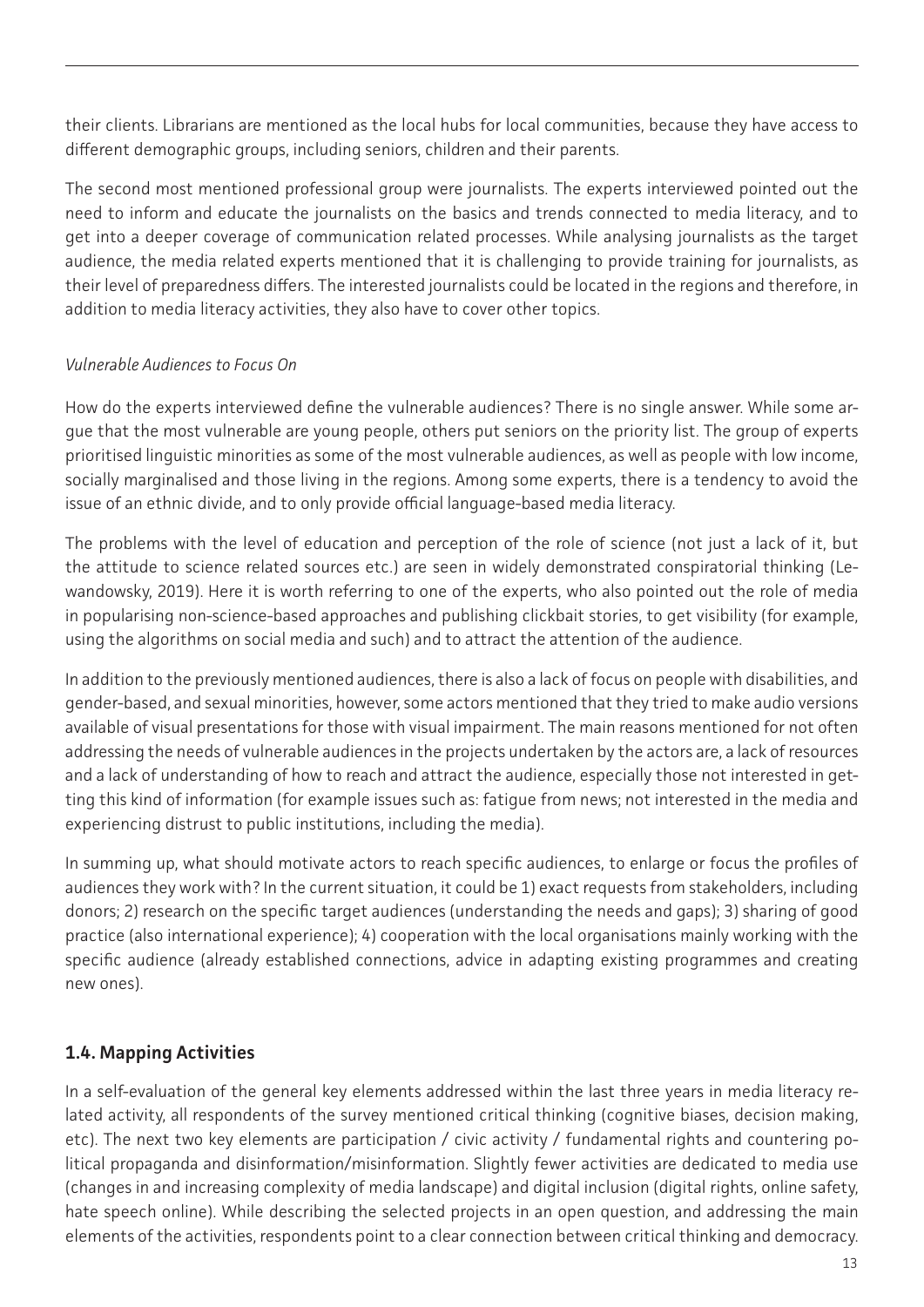their clients. Librarians are mentioned as the local hubs for local communities, because they have access to different demographic groups, including seniors, children and their parents.

The second most mentioned professional group were journalists. The experts interviewed pointed out the need to inform and educate the journalists on the basics and trends connected to media literacy, and to get into a deeper coverage of communication related processes. While analysing journalists as the target audience, the media related experts mentioned that it is challenging to provide training for journalists, as their level of preparedness differs. The interested journalists could be located in the regions and therefore, in addition to media literacy activities, they also have to cover other topics.

*Vulnerable Audiences to Focus On*

How do the experts interviewed define the vulnerable audiences? There is no single answer. While some argue that the most vulnerable are young people, others put seniors on the priority list. The group of experts prioritised linguistic minorities as some of the most vulnerable audiences, as well as people with low income, socially marginalised and those living in the regions. Among some experts, there is a tendency to avoid the issue of an ethnic divide, and to only provide official language-based media literacy.

The problems with the level of education and perception of the role of science (not just a lack of it, but the attitude to science related sources etc.) are seen in widely demonstrated conspiratorial thinking (Lewandowsky, 2019). Here it is worth referring to one of the experts, who also pointed out the role of media in popularising non-science-based approaches and publishing clickbait stories, to get visibility (for example, using the algorithms on social media and such) and to attract the attention of the audience.

In addition to the previously mentioned audiences, there is also a lack of focus on people with disabilities, and gender-based, and sexual minorities, however, some actors mentioned that they tried to make audio versions available of visual presentations for those with visual impairment. The main reasons mentioned for not often addressing the needs of vulnerable audiences in the projects undertaken by the actors are, a lack of resources and a lack of understanding of how to reach and attract the audience, especially those not interested in getting this kind of information (for example issues such as: fatigue from news; not interested in the media and experiencing distrust to public institutions, including the media).

In summing up, what should motivate actors to reach specific audiences, to enlarge or focus the profiles of audiences they work with? In the current situation, it could be 1) exact requests from stakeholders, including donors; 2) research on the specific target audiences (understanding the needs and gaps); 3) sharing of good practice (also international experience); 4) cooperation with the local organisations mainly working with the specific audience (already established connections, advice in adapting existing programmes and creating new ones).

### 1.4. Mapping Activities

In a self-evaluation of the general key elements addressed within the last three years in media literacy related activity, all respondents of the survey mentioned critical thinking (cognitive biases, decision making, etc). The next two key elements are participation / civic activity / fundamental rights and countering political propaganda and disinformation/misinformation. Slightly fewer activities are dedicated to media use (changes in and increasing complexity of media landscape) and digital inclusion (digital rights, online safety, hate speech online). While describing the selected projects in an open question, and addressing the main elements of the activities, respondents point to a clear connection between critical thinking and democracy.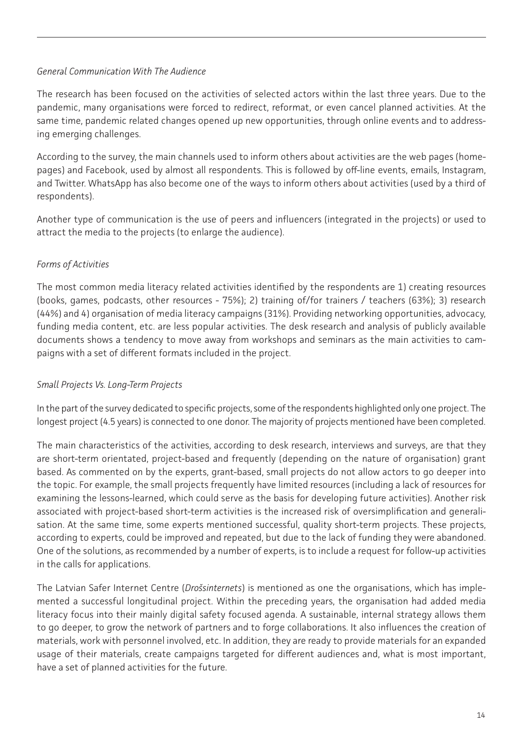*General Communication With The Audience*

The research has been focused on the activities of selected actors within the last three years. Due to the pandemic, many organisations were forced to redirect, reformat, or even cancel planned activities. At the same time, pandemic related changes opened up new opportunities, through online events and to addressing emerging challenges.

According to the survey, the main channels used to inform others about activities are the web pages (homepages) and Facebook, used by almost all respondents. This is followed by off-line events, emails, Instagram, and Twitter. WhatsApp has also become one of the ways to inform others about activities (used by a third of respondents).

Another type of communication is the use of peers and influencers (integrated in the projects) or used to attract the media to the projects (to enlarge the audience).

*Forms of Activities*

The most common media literacy related activities identified by the respondents are 1) creating resources (books, games, podcasts, other resources - 75%); 2) training of/for trainers / teachers (63%); 3) research (44%) and 4) organisation of media literacy campaigns (31%). Providing networking opportunities, advocacy, funding media content, etc. are less popular activities. The desk research and analysis of publicly available documents shows a tendency to move away from workshops and seminars as the main activities to campaigns with a set of different formats included in the project.

*Small Projects Vs. Long-Term Projects*

In the part of the survey dedicated to specific projects, some of the respondents highlighted only one project. The longest project (4.5 years) is connected to one donor. The majority of projects mentioned have been completed.

The main characteristics of the activities, according to desk research, interviews and surveys, are that they are short-term orientated, project-based and frequently (depending on the nature of organisation) grant based. As commented on by the experts, grant-based, small projects do not allow actors to go deeper into the topic. For example, the small projects frequently have limited resources (including a lack of resources for examining the lessons-learned, which could serve as the basis for developing future activities). Another risk associated with project-based short-term activities is the increased risk of oversimplification and generalisation. At the same time, some experts mentioned successful, quality short-term projects. These projects, according to experts, could be improved and repeated, but due to the lack of funding they were abandoned. One of the solutions, as recommended by a number of experts, is to include a request for follow-up activities in the calls for applications.

The Latvian Safer Internet Centre (*Drošsinternets*) is mentioned as one the organisations, which has implemented a successful longitudinal project. Within the preceding years, the organisation had added media literacy focus into their mainly digital safety focused agenda. A sustainable, internal strategy allows them to go deeper, to grow the network of partners and to forge collaborations. It also influences the creation of materials, work with personnel involved, etc. In addition, they are ready to provide materials for an expanded usage of their materials, create campaigns targeted for different audiences and, what is most important, have a set of planned activities for the future.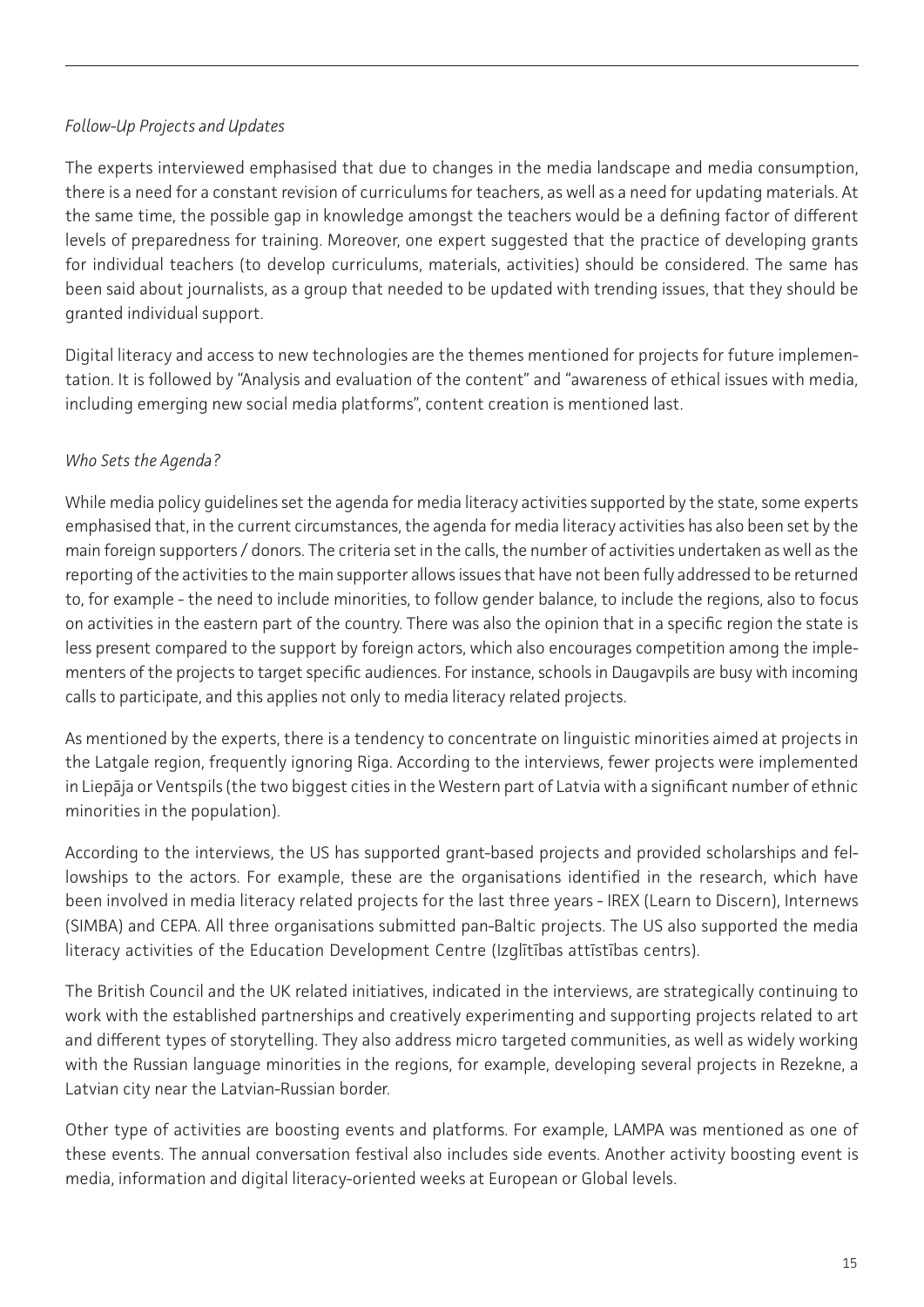*Follow-Up Projects and Updates*

The experts interviewed emphasised that due to changes in the media landscape and media consumption, there is a need for a constant revision of curriculums for teachers, as well as a need for updating materials. At the same time, the possible gap in knowledge amongst the teachers would be a defining factor of different levels of preparedness for training. Moreover, one expert suggested that the practice of developing grants for individual teachers (to develop curriculums, materials, activities) should be considered. The same has been said about journalists, as a group that needed to be updated with trending issues, that they should be granted individual support.

Digital literacy and access to new technologies are the themes mentioned for projects for future implementation. It is followed by "Analysis and evaluation of the content" and "awareness of ethical issues with media, including emerging new social media platforms", content creation is mentioned last.

*Who Sets the Agenda?*

While media policy guidelines set the agenda for media literacy activities supported by the state, some experts emphasised that, in the current circumstances, the agenda for media literacy activities has also been set by the main foreign supporters / donors. The criteria set in the calls, the number of activities undertaken as well as the reporting of the activities to the main supporter allows issues that have not been fully addressed to be returned to, for example - the need to include minorities, to follow gender balance, to include the regions, also to focus on activities in the eastern part of the country. There was also the opinion that in a specific region the state is less present compared to the support by foreign actors, which also encourages competition among the implementers of the projects to target specific audiences. For instance, schools in Daugavpils are busy with incoming calls to participate, and this applies not only to media literacy related projects.

As mentioned by the experts, there is a tendency to concentrate on linguistic minorities aimed at projects in the Latgale region, frequently ignoring Riga. According to the interviews, fewer projects were implemented in Liepāja or Ventspils (the two biggest cities in the Western part of Latvia with a significant number of ethnic minorities in the population).

According to the interviews, the US has supported grant-based projects and provided scholarships and fellowships to the actors. For example, these are the organisations identified in the research, which have been involved in media literacy related projects for the last three years - IREX (Learn to Discern), Internews (SIMBA) and CEPA. All three organisations submitted pan-Baltic projects. The US also supported the media literacy activities of the Education Development Centre (Izglītības attīstības centrs).

The British Council and the UK related initiatives, indicated in the interviews, are strategically continuing to work with the established partnerships and creatively experimenting and supporting projects related to art and different types of storytelling. They also address micro targeted communities, as well as widely working with the Russian language minorities in the regions, for example, developing several projects in Rezekne, a Latvian city near the Latvian-Russian border.

Other type of activities are boosting events and platforms. For example, LAMPA was mentioned as one of these events. The annual conversation festival also includes side events. Another activity boosting event is media, information and digital literacy-oriented weeks at European or Global levels.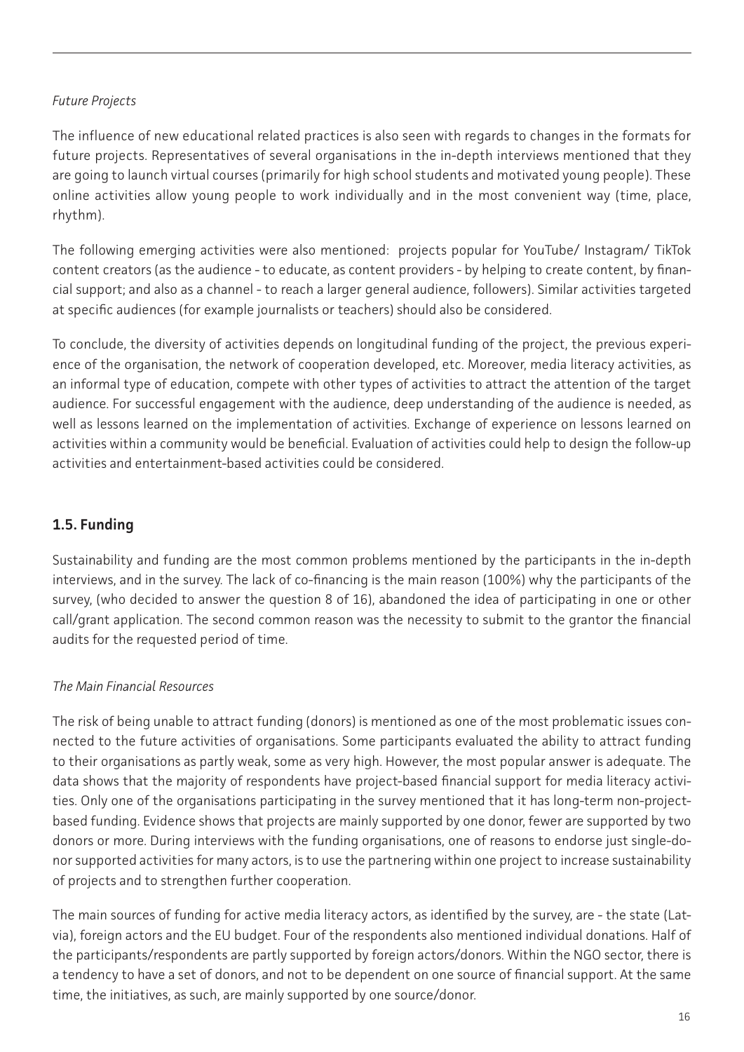*Future Projects*

The influence of new educational related practices is also seen with regards to changes in the formats for future projects. Representatives of several organisations in the in-depth interviews mentioned that they are going to launch virtual courses (primarily for high school students and motivated young people). These online activities allow young people to work individually and in the most convenient way (time, place, rhythm).

The following emerging activities were also mentioned: projects popular for YouTube/ Instagram/ TikTok content creators (as the audience - to educate, as content providers - by helping to create content, by financial support; and also as a channel - to reach a larger general audience, followers). Similar activities targeted at specific audiences (for example journalists or teachers) should also be considered.

To conclude, the diversity of activities depends on longitudinal funding of the project, the previous experience of the organisation, the network of cooperation developed, etc. Moreover, media literacy activities, as an informal type of education, compete with other types of activities to attract the attention of the target audience. For successful engagement with the audience, deep understanding of the audience is needed, as well as lessons learned on the implementation of activities. Exchange of experience on lessons learned on activities within a community would be beneficial. Evaluation of activities could help to design the follow-up activities and entertainment-based activities could be considered.

## 1.5. Funding

Sustainability and funding are the most common problems mentioned by the participants in the in-depth interviews, and in the survey. The lack of co-financing is the main reason (100%) why the participants of the survey, (who decided to answer the question 8 of 16), abandoned the idea of participating in one or other call/grant application. The second common reason was the necessity to submit to the grantor the financial audits for the requested period of time.

*The Main Financial Resources*

The risk of being unable to attract funding (donors) is mentioned as one of the most problematic issues connected to the future activities of organisations. Some participants evaluated the ability to attract funding to their organisations as partly weak, some as very high. However, the most popular answer is adequate. The data shows that the majority of respondents have project-based financial support for media literacy activities. Only one of the organisations participating in the survey mentioned that it has long-term non-project-based funding. Evidence shows that projects are mainly supported by one donor, fewer are supported by two donors or more. During interviews with the funding organisations, one of reasons to endorse just single-donor supported activities for many actors, is to use the partnering within one project to increase sustainability of projects and to strengthen further cooperation.

The main sources of funding for active media literacy actors, as identified by the survey, are - the state (Latvia), foreign actors and the EU budget. Four of the respondents also mentioned individual donations. Half of the participants/respondents are partly supported by foreign actors/donors. Within the NGO sector, there is a tendency to have a set of donors, and not to be dependent on one source of financial support. At the same time, the initiatives, as such, are mainly supported by one source/donor.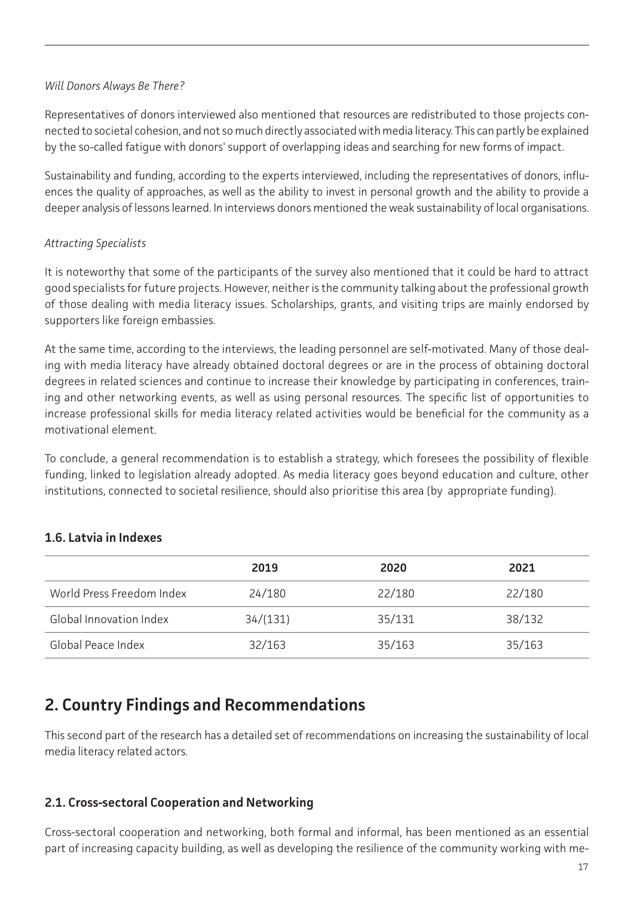*Will Donors Always Be There?*

Representatives of donors interviewed also mentioned that resources are redistributed to those projects connected to societal cohesion, and not so much directly associated with media literacy. This can partly be explained by the so-called fatigue with donors' support of overlapping ideas and searching for new forms of impact.

Sustainability and funding, according to the experts interviewed, including the representatives of donors, influences the quality of approaches, as well as the ability to invest in personal growth and the ability to provide a deeper analysis of lessons learned. In interviews donors mentioned the weak sustainability of local organisations.

*Attracting Specialists*

It is noteworthy that some of the participants of the survey also mentioned that it could be hard to attract good specialists for future projects. However, neither is the community talking about the professional growth of those dealing with media literacy issues. Scholarships, grants, and visiting trips are mainly endorsed by supporters like foreign embassies.

At the same time, according to the interviews, the leading personnel are self-motivated. Many of those dealing with media literacy have already obtained doctoral degrees or are in the process of obtaining doctoral degrees in related sciences and continue to increase their knowledge by participating in conferences, training and other networking events, as well as using personal resources. The specific list of opportunities to increase professional skills for media literacy related activities would be beneficial for the community as a motivational element.

To conclude, a general recommendation is to establish a strategy, which foresees the possibility of flexible funding, linked to legislation already adopted. As media literacy goes beyond education and culture, other institutions, connected to societal resilience, should also prioritise this area (by appropriate funding).

### 1.6. Latvia in Indexes

| | 2019 | 2020 | 2021 |
|---|---|---|---|
| World Press Freedom Index | 24/180 | 22/180 | 22/180 |
| Global Innovation Index | 34/(131) | 35/131 | 38/132 |
| Global Peace Index | 32/163 | 35/163 | 35/163 |

## 2. Country Findings and Recommendations

This second part of the research has a detailed set of recommendations on increasing the sustainability of local media literacy related actors.

### 2.1. Cross-sectoral Cooperation and Networking

Cross-sectoral cooperation and networking, both formal and informal, has been mentioned as an essential part of increasing capacity building, as well as developing the resilience of the community working with me-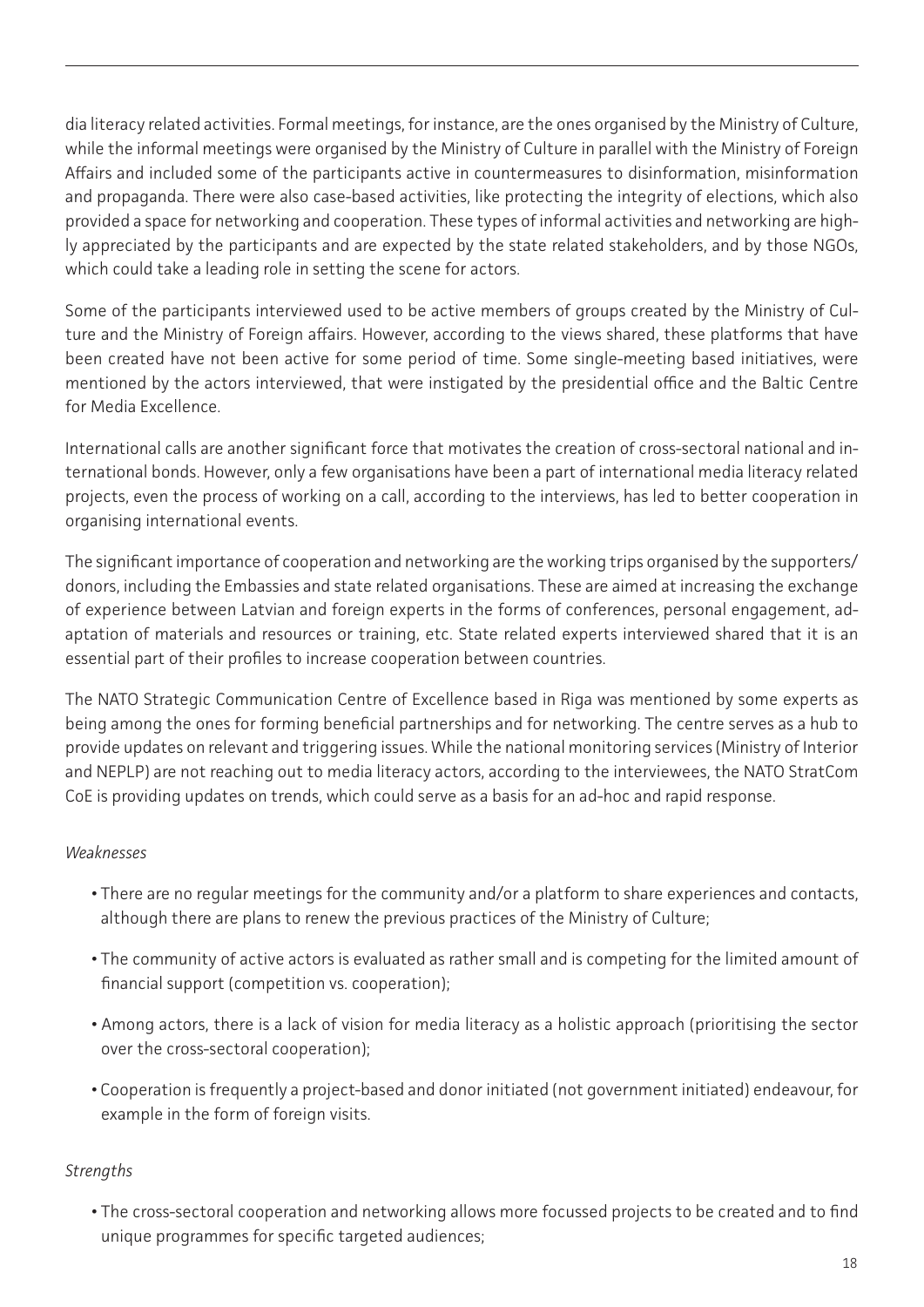dia literacy related activities. Formal meetings, for instance, are the ones organised by the Ministry of Culture, while the informal meetings were organised by the Ministry of Culture in parallel with the Ministry of Foreign Affairs and included some of the participants active in countermeasures to disinformation, misinformation and propaganda. There were also case-based activities, like protecting the integrity of elections, which also provided a space for networking and cooperation. These types of informal activities and networking are highly appreciated by the participants and are expected by the state related stakeholders, and by those NGOs, which could take a leading role in setting the scene for actors.

Some of the participants interviewed used to be active members of groups created by the Ministry of Culture and the Ministry of Foreign affairs. However, according to the views shared, these platforms that have been created have not been active for some period of time. Some single-meeting based initiatives, were mentioned by the actors interviewed, that were instigated by the presidential office and the Baltic Centre for Media Excellence.

International calls are another significant force that motivates the creation of cross-sectoral national and international bonds. However, only a few organisations have been a part of international media literacy related projects, even the process of working on a call, according to the interviews, has led to better cooperation in organising international events.

The significant importance of cooperation and networking are the working trips organised by the supporters/donors, including the Embassies and state related organisations. These are aimed at increasing the exchange of experience between Latvian and foreign experts in the forms of conferences, personal engagement, adaptation of materials and resources or training, etc. State related experts interviewed shared that it is an essential part of their profiles to increase cooperation between countries.

The NATO Strategic Communication Centre of Excellence based in Riga was mentioned by some experts as being among the ones for forming beneficial partnerships and for networking. The centre serves as a hub to provide updates on relevant and triggering issues. While the national monitoring services (Ministry of Interior and NEPLP) are not reaching out to media literacy actors, according to the interviewees, the NATO StratCom CoE is providing updates on trends, which could serve as a basis for an ad-hoc and rapid response.

*Weaknesses*

- There are no regular meetings for the community and/or a platform to share experiences and contacts, although there are plans to renew the previous practices of the Ministry of Culture;
- The community of active actors is evaluated as rather small and is competing for the limited amount of financial support (competition vs. cooperation);
- Among actors, there is a lack of vision for media literacy as a holistic approach (prioritising the sector over the cross-sectoral cooperation);
- Cooperation is frequently a project-based and donor initiated (not government initiated) endeavour, for example in the form of foreign visits.

*Strengths*

- The cross-sectoral cooperation and networking allows more focussed projects to be created and to find unique programmes for specific targeted audiences;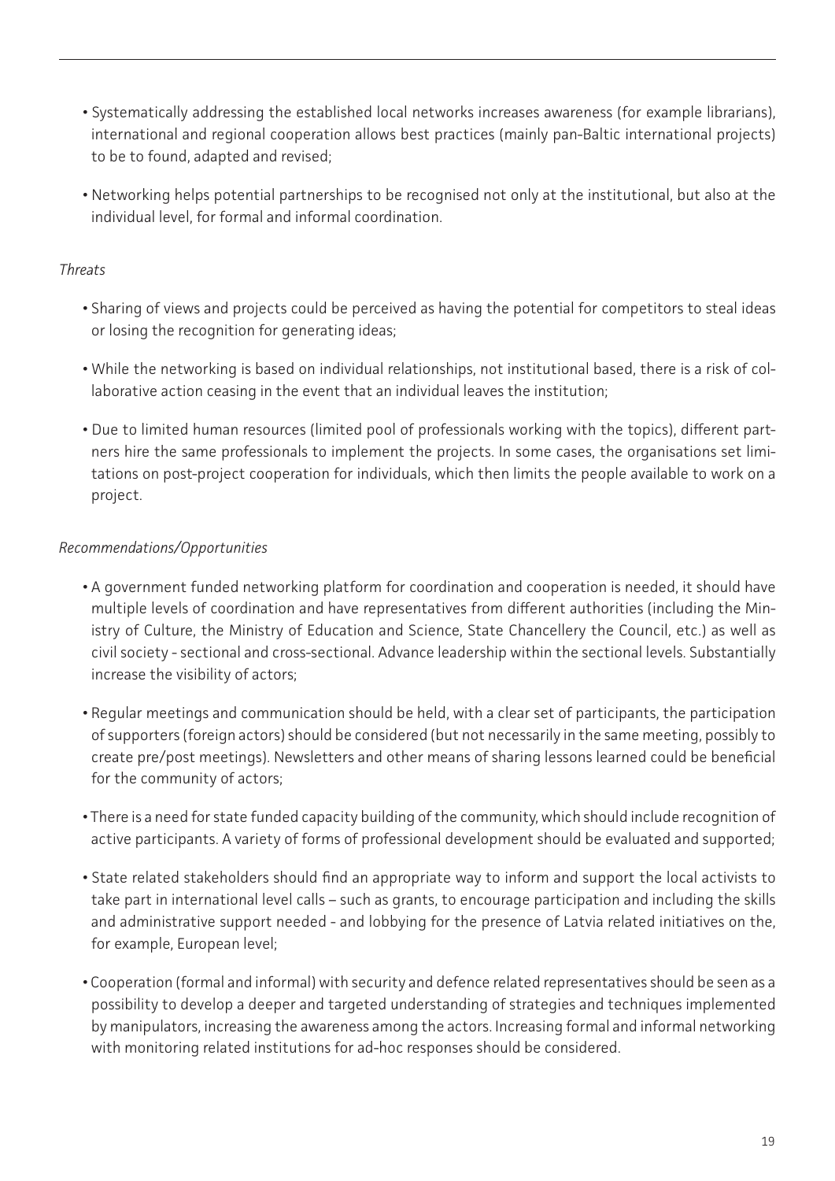- Systematically addressing the established local networks increases awareness (for example librarians), international and regional cooperation allows best practices (mainly pan-Baltic international projects) to be to found, adapted and revised;
- Networking helps potential partnerships to be recognised not only at the institutional, but also at the individual level, for formal and informal coordination.

*Threats*

- Sharing of views and projects could be perceived as having the potential for competitors to steal ideas or losing the recognition for generating ideas;
- While the networking is based on individual relationships, not institutional based, there is a risk of collaborative action ceasing in the event that an individual leaves the institution;
- Due to limited human resources (limited pool of professionals working with the topics), different partners hire the same professionals to implement the projects. In some cases, the organisations set limitations on post-project cooperation for individuals, which then limits the people available to work on a project.

*Recommendations/Opportunities*

- A government funded networking platform for coordination and cooperation is needed, it should have multiple levels of coordination and have representatives from different authorities (including the Ministry of Culture, the Ministry of Education and Science, State Chancellery the Council, etc.) as well as civil society - sectional and cross-sectional. Advance leadership within the sectional levels. Substantially increase the visibility of actors;
- Regular meetings and communication should be held, with a clear set of participants, the participation of supporters (foreign actors) should be considered (but not necessarily in the same meeting, possibly to create pre/post meetings). Newsletters and other means of sharing lessons learned could be beneficial for the community of actors;
- There is a need for state funded capacity building of the community, which should include recognition of active participants. A variety of forms of professional development should be evaluated and supported;
- State related stakeholders should find an appropriate way to inform and support the local activists to take part in international level calls – such as grants, to encourage participation and including the skills and administrative support needed - and lobbying for the presence of Latvia related initiatives on the, for example, European level;
- Cooperation (formal and informal) with security and defence related representatives should be seen as a possibility to develop a deeper and targeted understanding of strategies and techniques implemented by manipulators, increasing the awareness among the actors. Increasing formal and informal networking with monitoring related institutions for ad-hoc responses should be considered.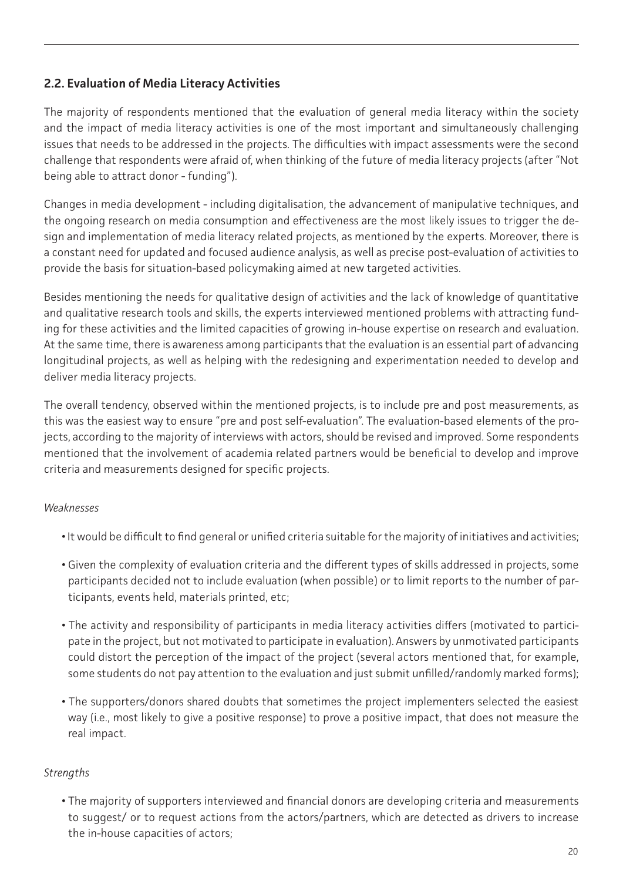## 2.2. Evaluation of Media Literacy Activities

The majority of respondents mentioned that the evaluation of general media literacy within the society and the impact of media literacy activities is one of the most important and simultaneously challenging issues that needs to be addressed in the projects. The difficulties with impact assessments were the second challenge that respondents were afraid of, when thinking of the future of media literacy projects (after "Not being able to attract donor - funding").

Changes in media development - including digitalisation, the advancement of manipulative techniques, and the ongoing research on media consumption and effectiveness are the most likely issues to trigger the design and implementation of media literacy related projects, as mentioned by the experts. Moreover, there is a constant need for updated and focused audience analysis, as well as precise post-evaluation of activities to provide the basis for situation-based policymaking aimed at new targeted activities.

Besides mentioning the needs for qualitative design of activities and the lack of knowledge of quantitative and qualitative research tools and skills, the experts interviewed mentioned problems with attracting funding for these activities and the limited capacities of growing in-house expertise on research and evaluation. At the same time, there is awareness among participants that the evaluation is an essential part of advancing longitudinal projects, as well as helping with the redesigning and experimentation needed to develop and deliver media literacy projects.

The overall tendency, observed within the mentioned projects, is to include pre and post measurements, as this was the easiest way to ensure "pre and post self-evaluation". The evaluation-based elements of the projects, according to the majority of interviews with actors, should be revised and improved. Some respondents mentioned that the involvement of academia related partners would be beneficial to develop and improve criteria and measurements designed for specific projects.

*Weaknesses*

- It would be difficult to find general or unified criteria suitable for the majority of initiatives and activities;
- Given the complexity of evaluation criteria and the different types of skills addressed in projects, some participants decided not to include evaluation (when possible) or to limit reports to the number of participants, events held, materials printed, etc;
- The activity and responsibility of participants in media literacy activities differs (motivated to participate in the project, but not motivated to participate in evaluation). Answers by unmotivated participants could distort the perception of the impact of the project (several actors mentioned that, for example, some students do not pay attention to the evaluation and just submit unfilled/randomly marked forms);
- The supporters/donors shared doubts that sometimes the project implementers selected the easiest way (i.e., most likely to give a positive response) to prove a positive impact, that does not measure the real impact.

*Strengths*

- The majority of supporters interviewed and financial donors are developing criteria and measurements to suggest/ or to request actions from the actors/partners, which are detected as drivers to increase the in-house capacities of actors;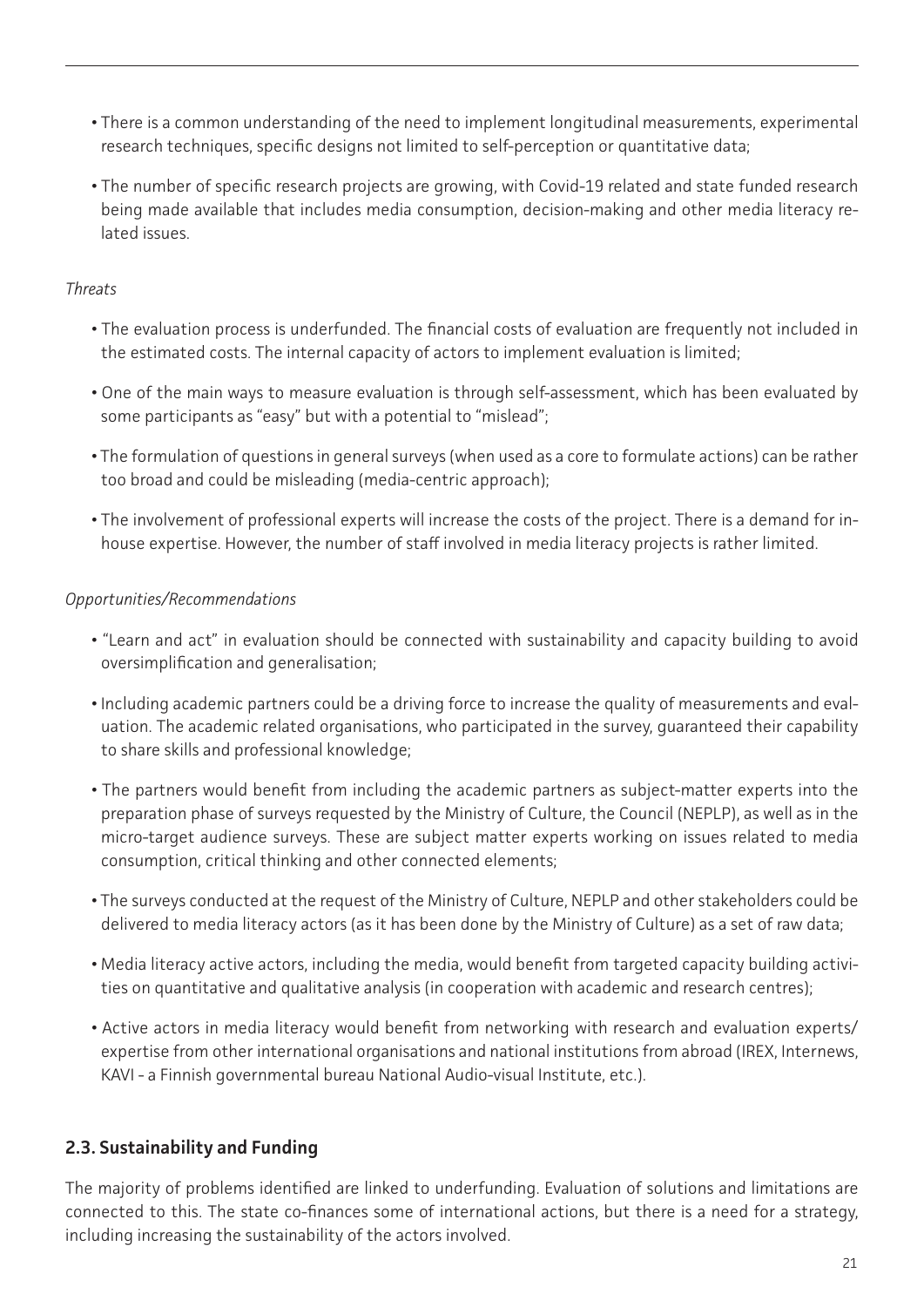- There is a common understanding of the need to implement longitudinal measurements, experimental research techniques, specific designs not limited to self-perception or quantitative data;
- The number of specific research projects are growing, with Covid-19 related and state funded research being made available that includes media consumption, decision-making and other media literacy related issues.

*Threats*

- The evaluation process is underfunded. The financial costs of evaluation are frequently not included in the estimated costs. The internal capacity of actors to implement evaluation is limited;
- One of the main ways to measure evaluation is through self-assessment, which has been evaluated by some participants as "easy" but with a potential to "mislead";
- The formulation of questions in general surveys (when used as a core to formulate actions) can be rather too broad and could be misleading (media-centric approach);
- The involvement of professional experts will increase the costs of the project. There is a demand for in-house expertise. However, the number of staff involved in media literacy projects is rather limited.

*Opportunities/Recommendations*

- "Learn and act" in evaluation should be connected with sustainability and capacity building to avoid oversimplification and generalisation;
- Including academic partners could be a driving force to increase the quality of measurements and evaluation. The academic related organisations, who participated in the survey, guaranteed their capability to share skills and professional knowledge;
- The partners would benefit from including the academic partners as subject-matter experts into the preparation phase of surveys requested by the Ministry of Culture, the Council (NEPLP), as well as in the micro-target audience surveys. These are subject matter experts working on issues related to media consumption, critical thinking and other connected elements;
- The surveys conducted at the request of the Ministry of Culture, NEPLP and other stakeholders could be delivered to media literacy actors (as it has been done by the Ministry of Culture) as a set of raw data;
- Media literacy active actors, including the media, would benefit from targeted capacity building activities on quantitative and qualitative analysis (in cooperation with academic and research centres);
- Active actors in media literacy would benefit from networking with research and evaluation experts/ expertise from other international organisations and national institutions from abroad (IREX, Internews, KAVI - a Finnish governmental bureau National Audio-visual Institute, etc.).

## 2.3. Sustainability and Funding

The majority of problems identified are linked to underfunding. Evaluation of solutions and limitations are connected to this. The state co-finances some of international actions, but there is a need for a strategy, including increasing the sustainability of the actors involved.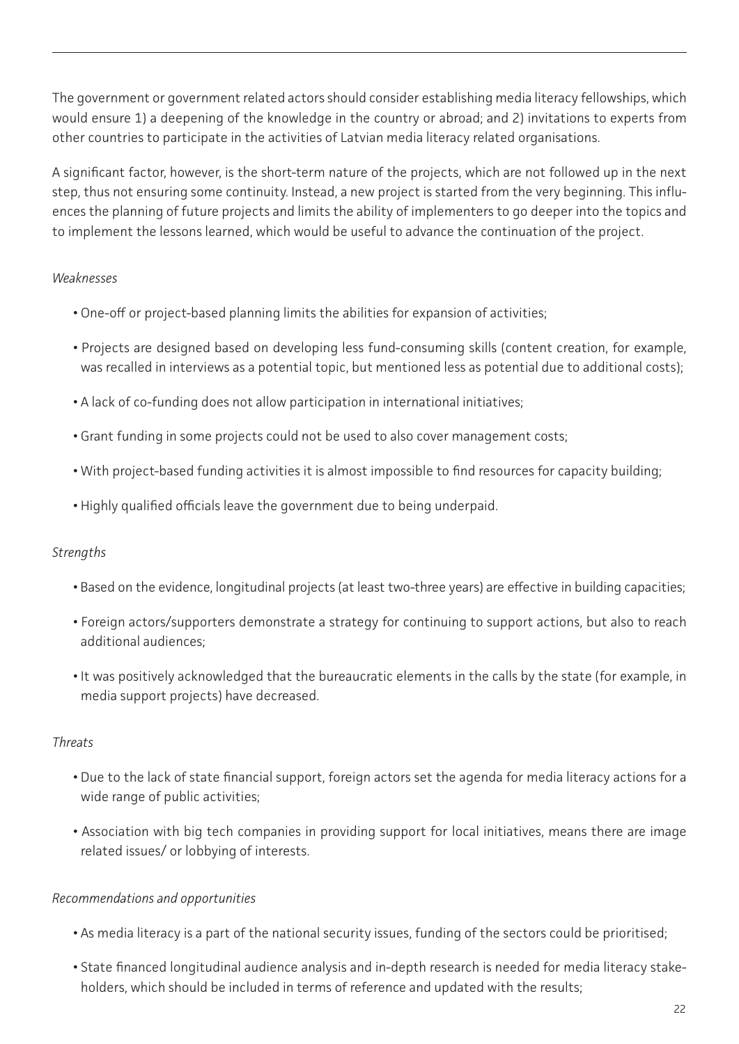The government or government related actors should consider establishing media literacy fellowships, which would ensure 1) a deepening of the knowledge in the country or abroad; and 2) invitations to experts from other countries to participate in the activities of Latvian media literacy related organisations.

A significant factor, however, is the short-term nature of the projects, which are not followed up in the next step, thus not ensuring some continuity. Instead, a new project is started from the very beginning. This influences the planning of future projects and limits the ability of implementers to go deeper into the topics and to implement the lessons learned, which would be useful to advance the continuation of the project.

*Weaknesses*

- One-off or project-based planning limits the abilities for expansion of activities;
- Projects are designed based on developing less fund-consuming skills (content creation, for example, was recalled in interviews as a potential topic, but mentioned less as potential due to additional costs);
- A lack of co-funding does not allow participation in international initiatives;
- Grant funding in some projects could not be used to also cover management costs;
- With project-based funding activities it is almost impossible to find resources for capacity building;
- Highly qualified officials leave the government due to being underpaid.

*Strengths*

- Based on the evidence, longitudinal projects (at least two-three years) are effective in building capacities;
- Foreign actors/supporters demonstrate a strategy for continuing to support actions, but also to reach additional audiences;
- It was positively acknowledged that the bureaucratic elements in the calls by the state (for example, in media support projects) have decreased.

*Threats*

- Due to the lack of state financial support, foreign actors set the agenda for media literacy actions for a wide range of public activities;
- Association with big tech companies in providing support for local initiatives, means there are image related issues/ or lobbying of interests.

*Recommendations and opportunities*

- As media literacy is a part of the national security issues, funding of the sectors could be prioritised;
- State financed longitudinal audience analysis and in-depth research is needed for media literacy stakeholders, which should be included in terms of reference and updated with the results;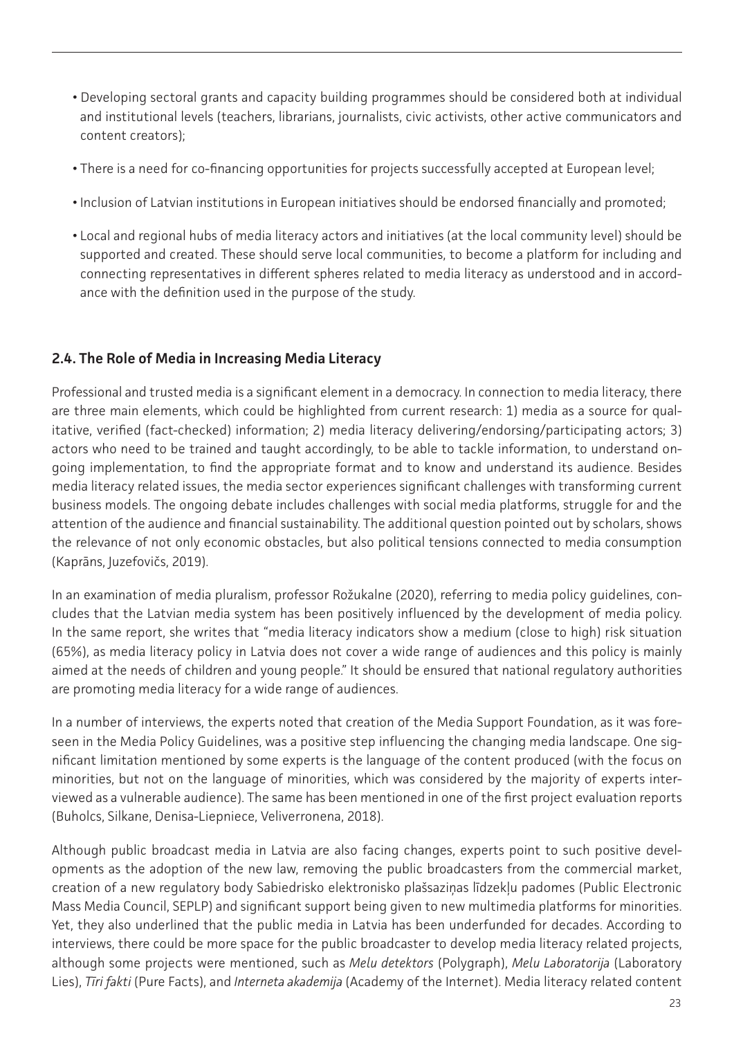- Developing sectoral grants and capacity building programmes should be considered both at individual and institutional levels (teachers, librarians, journalists, civic activists, other active communicators and content creators);
- There is a need for co-financing opportunities for projects successfully accepted at European level;
- Inclusion of Latvian institutions in European initiatives should be endorsed financially and promoted;
- Local and regional hubs of media literacy actors and initiatives (at the local community level) should be supported and created. These should serve local communities, to become a platform for including and connecting representatives in different spheres related to media literacy as understood and in accordance with the definition used in the purpose of the study.

## 2.4. The Role of Media in Increasing Media Literacy

Professional and trusted media is a significant element in a democracy. In connection to media literacy, there are three main elements, which could be highlighted from current research: 1) media as a source for qualitative, verified (fact-checked) information; 2) media literacy delivering/endorsing/participating actors; 3) actors who need to be trained and taught accordingly, to be able to tackle information, to understand ongoing implementation, to find the appropriate format and to know and understand its audience. Besides media literacy related issues, the media sector experiences significant challenges with transforming current business models. The ongoing debate includes challenges with social media platforms, struggle for and the attention of the audience and financial sustainability. The additional question pointed out by scholars, shows the relevance of not only economic obstacles, but also political tensions connected to media consumption (Kaprāns, Juzefovičs, 2019).

In an examination of media pluralism, professor Rožukalne (2020), referring to media policy guidelines, concludes that the Latvian media system has been positively influenced by the development of media policy. In the same report, she writes that "media literacy indicators show a medium (close to high) risk situation (65%), as media literacy policy in Latvia does not cover a wide range of audiences and this policy is mainly aimed at the needs of children and young people." It should be ensured that national regulatory authorities are promoting media literacy for a wide range of audiences.

In a number of interviews, the experts noted that creation of the Media Support Foundation, as it was foreseen in the Media Policy Guidelines, was a positive step influencing the changing media landscape. One significant limitation mentioned by some experts is the language of the content produced (with the focus on minorities, but not on the language of minorities, which was considered by the majority of experts interviewed as a vulnerable audience). The same has been mentioned in one of the first project evaluation reports (Buholcs, Silkane, Denisa-Liepniece, Veliverronena, 2018).

Although public broadcast media in Latvia are also facing changes, experts point to such positive developments as the adoption of the new law, removing the public broadcasters from the commercial market, creation of a new regulatory body Sabiedrisko elektronisko plašsaziņas līdzekļu padomes (Public Electronic Mass Media Council, SEPLP) and significant support being given to new multimedia platforms for minorities. Yet, they also underlined that the public media in Latvia has been underfunded for decades. According to interviews, there could be more space for the public broadcaster to develop media literacy related projects, although some projects were mentioned, such as *Melu detektors* (Polygraph), *Melu Laboratorija* (Laboratory Lies), *Tīri fakti* (Pure Facts), and *Interneta akademija* (Academy of the Internet). Media literacy related content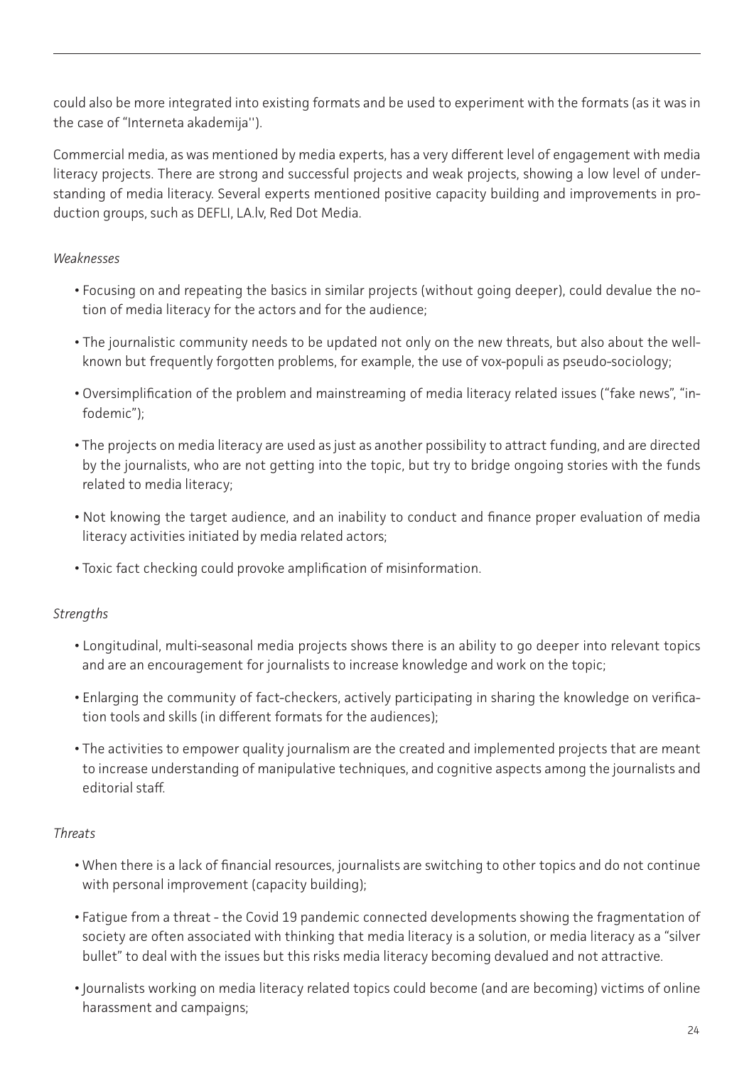could also be more integrated into existing formats and be used to experiment with the formats (as it was in the case of "Interneta akademija'').

Commercial media, as was mentioned by media experts, has a very different level of engagement with media literacy projects. There are strong and successful projects and weak projects, showing a low level of understanding of media literacy. Several experts mentioned positive capacity building and improvements in production groups, such as DEFLI, LA.lv, Red Dot Media.

*Weaknesses*

- Focusing on and repeating the basics in similar projects (without going deeper), could devalue the notion of media literacy for the actors and for the audience;
- The journalistic community needs to be updated not only on the new threats, but also about the well-known but frequently forgotten problems, for example, the use of vox-populi as pseudo-sociology;
- Oversimplification of the problem and mainstreaming of media literacy related issues ("fake news", "infodemic");
- The projects on media literacy are used as just as another possibility to attract funding, and are directed by the journalists, who are not getting into the topic, but try to bridge ongoing stories with the funds related to media literacy;
- Not knowing the target audience, and an inability to conduct and finance proper evaluation of media literacy activities initiated by media related actors;
- Toxic fact checking could provoke amplification of misinformation.

*Strengths*

- Longitudinal, multi-seasonal media projects shows there is an ability to go deeper into relevant topics and are an encouragement for journalists to increase knowledge and work on the topic;
- Enlarging the community of fact-checkers, actively participating in sharing the knowledge on verification tools and skills (in different formats for the audiences);
- The activities to empower quality journalism are the created and implemented projects that are meant to increase understanding of manipulative techniques, and cognitive aspects among the journalists and editorial staff.

*Threats*

- When there is a lack of financial resources, journalists are switching to other topics and do not continue with personal improvement (capacity building);
- Fatigue from a threat - the Covid 19 pandemic connected developments showing the fragmentation of society are often associated with thinking that media literacy is a solution, or media literacy as a "silver bullet" to deal with the issues but this risks media literacy becoming devalued and not attractive.
- Journalists working on media literacy related topics could become (and are becoming) victims of online harassment and campaigns;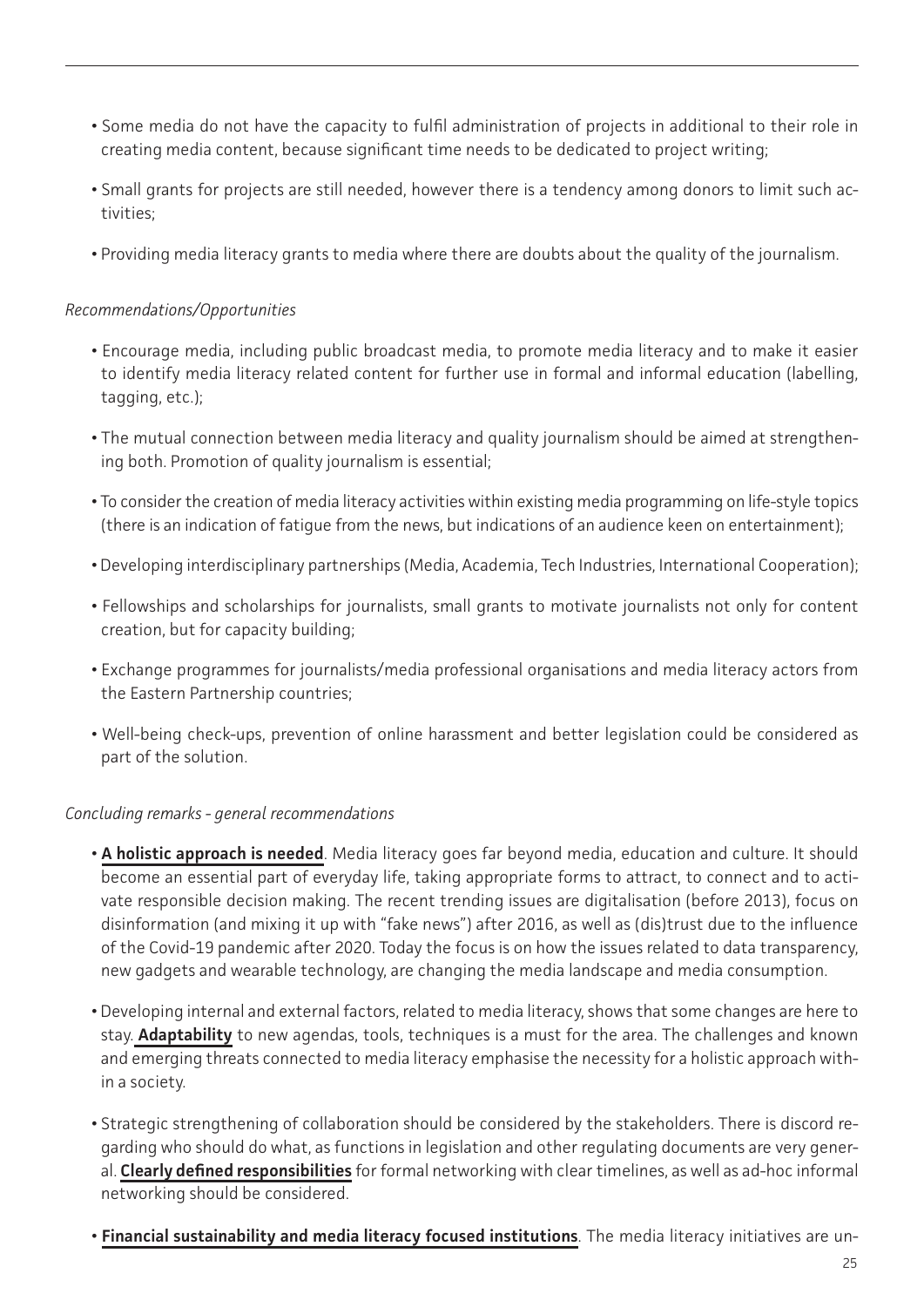- Some media do not have the capacity to fulfil administration of projects in additional to their role in creating media content, because significant time needs to be dedicated to project writing;
- Small grants for projects are still needed, however there is a tendency among donors to limit such activities;
- Providing media literacy grants to media where there are doubts about the quality of the journalism.

*Recommendations/Opportunities*

- Encourage media, including public broadcast media, to promote media literacy and to make it easier to identify media literacy related content for further use in formal and informal education (labelling, tagging, etc.);
- The mutual connection between media literacy and quality journalism should be aimed at strengthening both. Promotion of quality journalism is essential;
- To consider the creation of media literacy activities within existing media programming on life-style topics (there is an indication of fatigue from the news, but indications of an audience keen on entertainment);
- Developing interdisciplinary partnerships (Media, Academia, Tech Industries, International Cooperation);
- Fellowships and scholarships for journalists, small grants to motivate journalists not only for content creation, but for capacity building;
- Exchange programmes for journalists/media professional organisations and media literacy actors from the Eastern Partnership countries;
- Well-being check-ups, prevention of online harassment and better legislation could be considered as part of the solution.

*Concluding remarks - general recommendations*

- **A holistic approach is needed**. Media literacy goes far beyond media, education and culture. It should become an essential part of everyday life, taking appropriate forms to attract, to connect and to activate responsible decision making. The recent trending issues are digitalisation (before 2013), focus on disinformation (and mixing it up with "fake news") after 2016, as well as (dis)trust due to the influence of the Covid-19 pandemic after 2020. Today the focus is on how the issues related to data transparency, new gadgets and wearable technology, are changing the media landscape and media consumption.
- Developing internal and external factors, related to media literacy, shows that some changes are here to stay. **Adaptability** to new agendas, tools, techniques is a must for the area. The challenges and known and emerging threats connected to media literacy emphasise the necessity for a holistic approach within a society.
- Strategic strengthening of collaboration should be considered by the stakeholders. There is discord regarding who should do what, as functions in legislation and other regulating documents are very general. **Clearly defined responsibilities** for formal networking with clear timelines, as well as ad-hoc informal networking should be considered.
- **Financial sustainability and media literacy focused institutions**. The media literacy initiatives are un-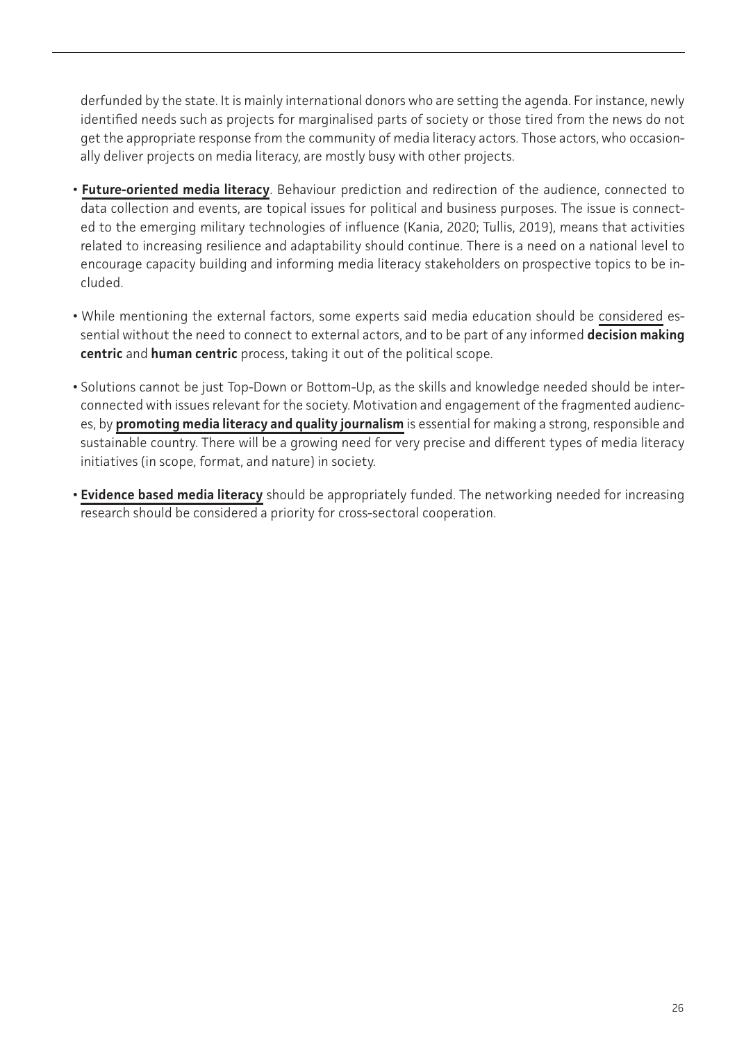derfunded by the state. It is mainly international donors who are setting the agenda. For instance, newly identified needs such as projects for marginalised parts of society or those tired from the news do not get the appropriate response from the community of media literacy actors. Those actors, who occasionally deliver projects on media literacy, are mostly busy with other projects.

- **Future-oriented media literacy**. Behaviour prediction and redirection of the audience, connected to data collection and events, are topical issues for political and business purposes. The issue is connected to the emerging military technologies of influence (Kania, 2020; Tullis, 2019), means that activities related to increasing resilience and adaptability should continue. There is a need on a national level to encourage capacity building and informing media literacy stakeholders on prospective topics to be included.
- While mentioning the external factors, some experts said media education should be considered essential without the need to connect to external actors, and to be part of any informed **decision making centric** and **human centric** process, taking it out of the political scope.
- Solutions cannot be just Top-Down or Bottom-Up, as the skills and knowledge needed should be interconnected with issues relevant for the society. Motivation and engagement of the fragmented audiences, by **promoting media literacy and quality journalism** is essential for making a strong, responsible and sustainable country. There will be a growing need for very precise and different types of media literacy initiatives (in scope, format, and nature) in society.
- **Evidence based media literacy** should be appropriately funded. The networking needed for increasing research should be considered a priority for cross-sectoral cooperation.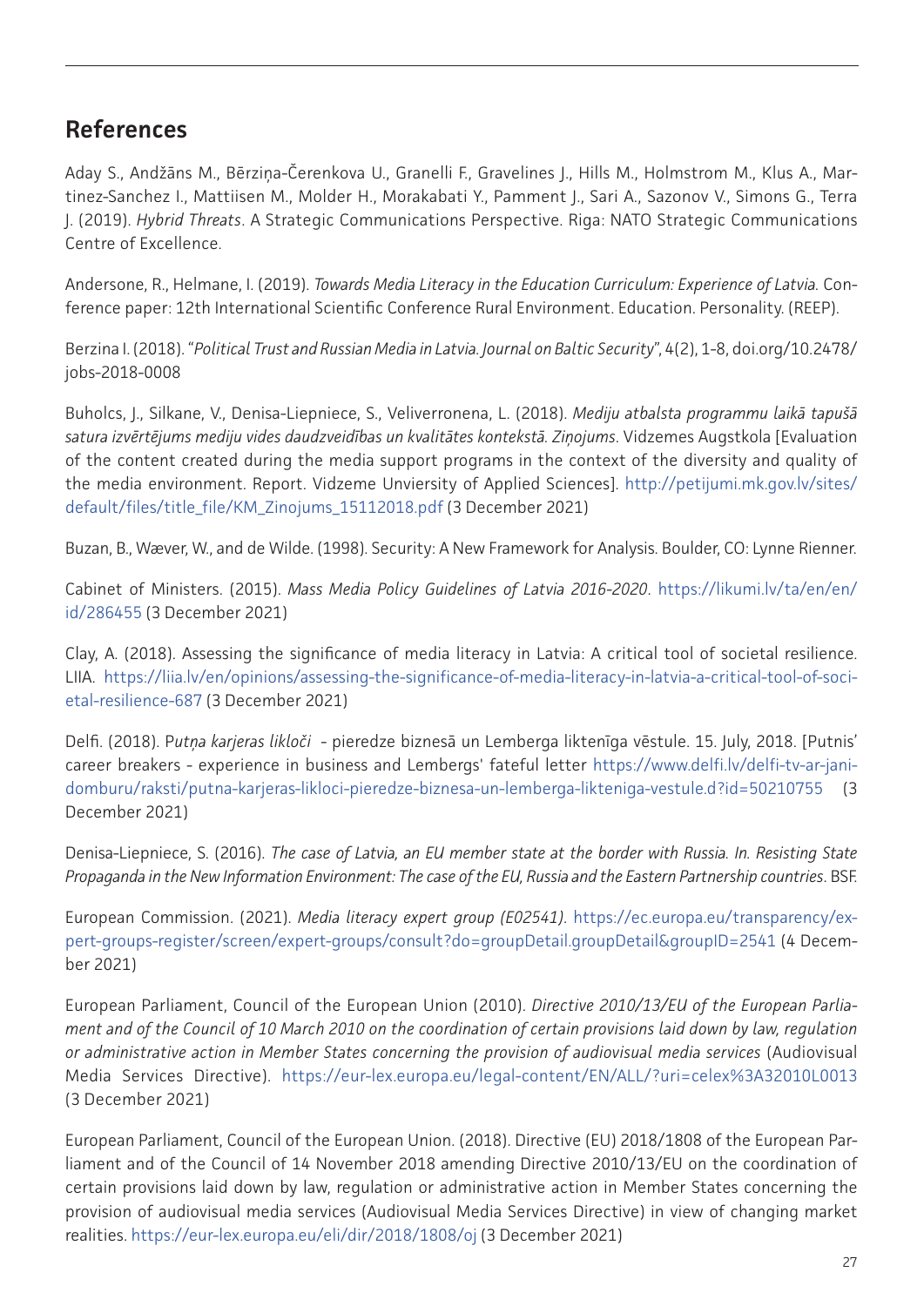## References

Aday S., Andžāns M., Bērziņa-Čerenkova U., Granelli F., Gravelines J., Hills M., Holmstrom M., Klus A., Martinez-Sanchez I., Mattiisen M., Molder H., Morakabati Y., Pamment J., Sari A., Sazonov V., Simons G., Terra J. (2019). *Hybrid Threats*. A Strategic Communications Perspective. Riga: NATO Strategic Communications Centre of Excellence.

Andersone, R., Helmane, I. (2019). *Towards Media Literacy in the Education Curriculum: Experience of Latvia.* Conference paper: 12th International Scientific Conference Rural Environment. Education. Personality. (REEP).

Berzina I. (2018). "*Political Trust and Russian Media in Latvia. Journal on Baltic Security*", 4(2), 1-8, doi.org/10.2478/jobs-2018-0008

Buholcs, J., Silkane, V., Denisa-Liepniece, S., Veliverronena, L. (2018). *Mediju atbalsta programmu laikā tapušā satura izvērtējums mediju vides daudzveidības un kvalitātes kontekstā. Ziņojums.* Vidzemes Augstkola [Evaluation of the content created during the media support programs in the context of the diversity and quality of the media environment. Report. Vidzeme Unviersity of Applied Sciences]. http://petijumi.mk.gov.lv/sites/default/files/title_file/KM_Zinojums_15112018.pdf (3 December 2021)

Buzan, B., Wæver, W., and de Wilde. (1998). Security: A New Framework for Analysis. Boulder, CO: Lynne Rienner.

Cabinet of Ministers. (2015). *Mass Media Policy Guidelines of Latvia 2016-2020*. https://likumi.lv/ta/en/en/id/286455 (3 December 2021)

Clay, A. (2018). Assessing the significance of media literacy in Latvia: A critical tool of societal resilience. LIIA. https://liia.lv/en/opinions/assessing-the-significance-of-media-literacy-in-latvia-a-critical-tool-of-societal-resilience-687 (3 December 2021)

Delfi. (2018). P*utņa karjeras liklo*či - pieredze biznesā un Lemberga liktenīga vēstule. 15. July, 2018. [Putnis' career breakers - experience in business and Lembergs' fateful letter https://www.delfi.lv/delfi-tv-ar-jani-domburu/raksti/putna-karjeras-likloci-pieredze-biznesa-un-lemberga-likteniga-vestule.d?id=50210755 (3 December 2021)

Denisa-Liepniece, S. (2016). *The case of Latvia, an EU member state at the border with Russia. In. Resisting State Propaganda in the New Information Environment: The case of the EU, Russia and the Eastern Partnership countries*. BSF.

European Commission. (2021). *Media literacy expert group (E02541)*. https://ec.europa.eu/transparency/expert-groups-register/screen/expert-groups/consult?do=groupDetail.groupDetail&groupID=2541 (4 December 2021)

European Parliament, Council of the European Union (2010). *Directive 2010/13/EU of the European Parliament and of the Council of 10 March 2010 on the coordination of certain provisions laid down by law, regulation or administrative action in Member States concerning the provision of audiovisual media services* (Audiovisual Media Services Directive). https://eur-lex.europa.eu/legal-content/EN/ALL/?uri=celex%3A32010L0013 (3 December 2021)

European Parliament, Council of the European Union. (2018). Directive (EU) 2018/1808 of the European Parliament and of the Council of 14 November 2018 amending Directive 2010/13/EU on the coordination of certain provisions laid down by law, regulation or administrative action in Member States concerning the provision of audiovisual media services (Audiovisual Media Services Directive) in view of changing market realities. https://eur-lex.europa.eu/eli/dir/2018/1808/oj (3 December 2021)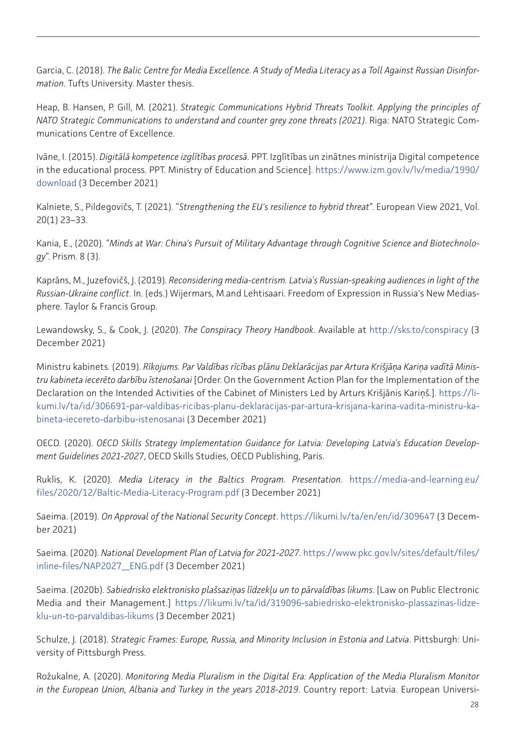Garcia, C. (2018). *The Balic Centre for Media Excellence. A Study of Media Literacy as a Toll Against Russian Disinformation*. Tufts University. Master thesis.

Heap, B. Hansen, P. Gill, M. (2021). *Strategic Communications Hybrid Threats Toolkit. Applying the principles of NATO Strategic Communications to understand and counter grey zone threats (2021)*. Riga: NATO Strategic Communications Centre of Excellence.

Ivāne, I. (2015). *Digitālā kompetence izglītības procesā*. PPT. Izglītības un zinātnes ministrija Digital competence in the educational process. PPT. Ministry of Education and Science]. https://www.izm.gov.lv/lv/media/1990/download (3 December 2021)

Kalniete, S., Pildegovičs, T. (2021). "*Strengthening the EU's resilience to hybrid threat*". European View 2021, Vol. 20(1) 23–33.

Kania, E., (2020). "*Minds at War: China's Pursuit of Military Advantage through Cognitive Science and Biotechnology*". Prism. 8 (3).

Kaprāns, M., Juzefovičš, J. (2019). *Reconsidering media-centrism. Latvia's Russian-speaking audiences in light of the Russian-Ukraine conflict*. In. (eds.) Wijermars, M.and Lehtisaari. Freedom of Expression in Russia's New Mediasphere. Taylor & Francis Group.

Lewandowsky, S., & Cook, J. (2020). *The Conspiracy Theory Handbook*. Available at http://sks.to/conspiracy (3 December 2021)

Ministru kabinets. (2019). *Rīkojums. Par Valdības rīcības plānu Deklarācijas par Artura Krišjāņa Kariņa vadītā Ministru kabineta iecerēto darbību īstenošanai* [Order. On the Government Action Plan for the Implementation of the Declaration on the Intended Activities of the Cabinet of Ministers Led by Arturs Krišjānis Kariņš.]. https://likumi.lv/ta/id/306691-par-valdibas-ricibas-planu-deklaracijas-par-artura-krisjana-karina-vadita-ministru-kabineta-iecereto-darbibu-istenosanai (3 December 2021)

OECD. (2020). *OECD Skills Strategy Implementation Guidance for Latvia: Developing Latvia's Education Development Guidelines 2021-2027*, OECD Skills Studies, OECD Publishing, Paris.

Ruklis, K. (2020). *Media Literacy in the Baltics Program. Presentation*. https://media-and-learning.eu/files/2020/12/Baltic-Media-Literacy-Program.pdf (3 December 2021)

Saeima. (2019). *On Approval of the National Security Concept*. https://likumi.lv/ta/en/en/id/309647 (3 December 2021)

Saeima. (2020). *National Development Plan of Latvia for 2021-2027*. https://www.pkc.gov.lv/sites/default/files/inline-files/NAP2027__ENG.pdf (3 December 2021)

Saeima. (2020b). *Sabiedrisko elektronisko plašsaziņas līdzekļu un to pārvaldības likums*. [Law on Public Electronic Media and their Management.] https://likumi.lv/ta/id/319096-sabiedrisko-elektronisko-plassazinas-lidzeklu-un-to-parvaldibas-likums (3 December 2021)

Schulze, J. (2018). *Strategic Frames: Europe, Russia, and Minority Inclusion in Estonia and Latvia*. Pittsburgh: University of Pittsburgh Press.

Rožukalne, A. (2020). *Monitoring Media Pluralism in the Digital Era: Application of the Media Pluralism Monitor in the European Union, Albania and Turkey in the years 2018-2019*. Country report: Latvia. European Universi-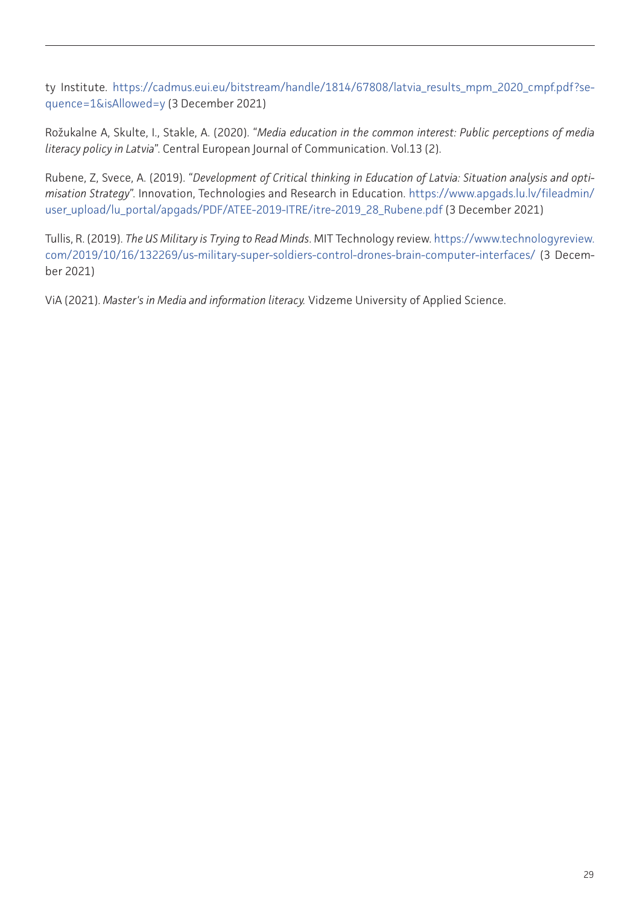ty Institute. https://cadmus.eui.eu/bitstream/handle/1814/67808/latvia_results_mpm_2020_cmpf.pdf?sequence=1&isAllowed=y (3 December 2021)

Rožukalne A, Skulte, I., Stakle, A. (2020). "*Media education in the common interest: Public perceptions of media literacy policy in Latvia*". Central European Journal of Communication. Vol.13 (2).

Rubene, Z, Svece, A. (2019). "*Development of Critical thinking in Education of Latvia: Situation analysis and optimisation Strategy*". Innovation, Technologies and Research in Education. https://www.apgads.lu.lv/fileadmin/user_upload/lu_portal/apgads/PDF/ATEE-2019-ITRE/itre-2019_28_Rubene.pdf (3 December 2021)

Tullis, R. (2019). *The US Military is Trying to Read Minds*. MIT Technology review. https://www.technologyreview.com/2019/10/16/132269/us-military-super-soldiers-control-drones-brain-computer-interfaces/ (3 December 2021)

ViA (2021). *Master's in Media and information literacy.* Vidzeme University of Applied Science.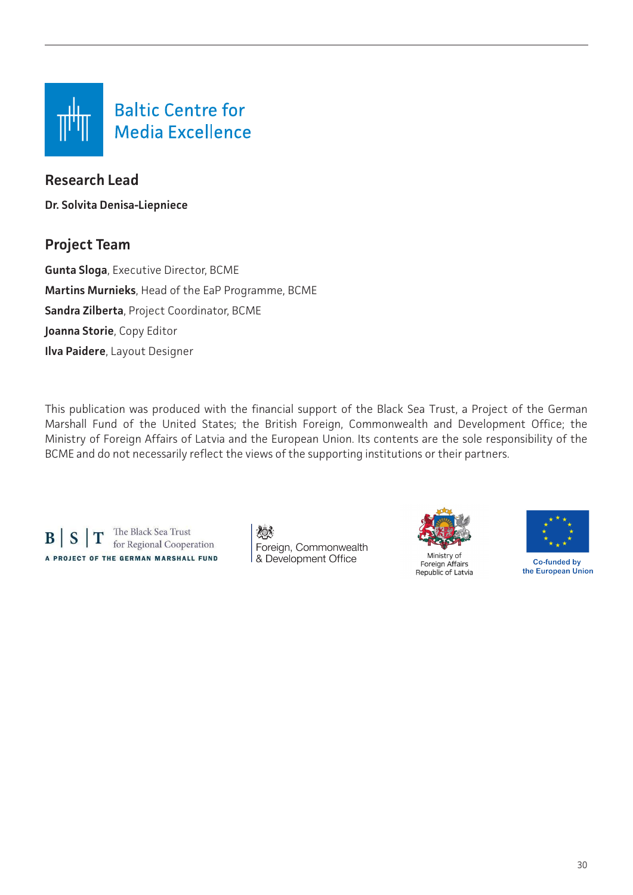Baltic Centre for Media Excellence

## Research Lead

**Dr. Solvita Denisa-Liepniece**

## Project Team

**Gunta Sloga**, Executive Director, BCME

**Martins Murnieks**, Head of the EaP Programme, BCME

**Sandra Zilberta**, Project Coordinator, BCME

**Joanna Storie**, Copy Editor

**Ilva Paidere**, Layout Designer

This publication was produced with the financial support of the Black Sea Trust, a Project of the German Marshall Fund of the United States; the British Foreign, Commonwealth and Development Office; the Ministry of Foreign Affairs of Latvia and the European Union. Its contents are the sole responsibility of the BCME and do not necessarily reflect the views of the supporting institutions or their partners.

B | S | T The Black Sea Trust for Regional Cooperation

A PROJECT OF THE GERMAN MARSHALL FUND

Foreign, Commonwealth & Development Office

Ministry of Foreign Affairs Republic of Latvia

Co-funded by the European Union